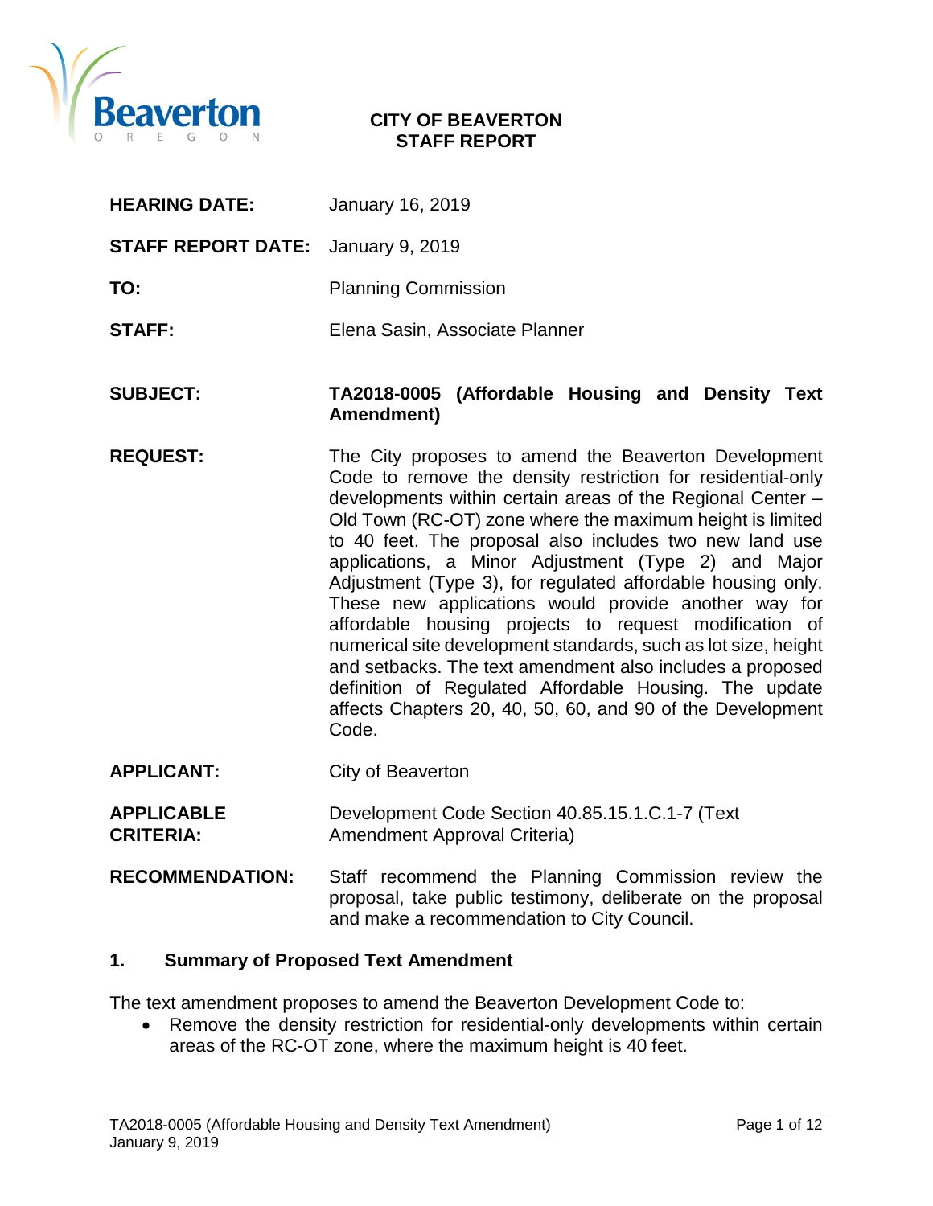**CITY OF BEAVERTON**
**STAFF REPORT**

| | |
|---|---|
| **HEARING DATE:** | January 16, 2019 |
| **STAFF REPORT DATE:** | January 9, 2019 |
| **TO:** | Planning Commission |
| **STAFF:** | Elena Sasin, Associate Planner |
| **SUBJECT:** | **TA2018-0005 (Affordable Housing and Density Text Amendment)** |
| **REQUEST:** | The City proposes to amend the Beaverton Development Code to remove the density restriction for residential-only developments within certain areas of the Regional Center – Old Town (RC-OT) zone where the maximum height is limited to 40 feet. The proposal also includes two new land use applications, a Minor Adjustment (Type 2) and Major Adjustment (Type 3), for regulated affordable housing only. These new applications would provide another way for affordable housing projects to request modification of numerical site development standards, such as lot size, height and setbacks. The text amendment also includes a proposed definition of Regulated Affordable Housing. The update affects Chapters 20, 40, 50, 60, and 90 of the Development Code. |
| **APPLICANT:** | City of Beaverton |
| **APPLICABLE CRITERIA:** | Development Code Section 40.85.15.1.C.1-7 (Text Amendment Approval Criteria) |
| **RECOMMENDATION:** | Staff recommend the Planning Commission review the proposal, take public testimony, deliberate on the proposal and make a recommendation to City Council. |

## 1. Summary of Proposed Text Amendment

The text amendment proposes to amend the Beaverton Development Code to:

- Remove the density restriction for residential-only developments within certain areas of the RC-OT zone, where the maximum height is 40 feet.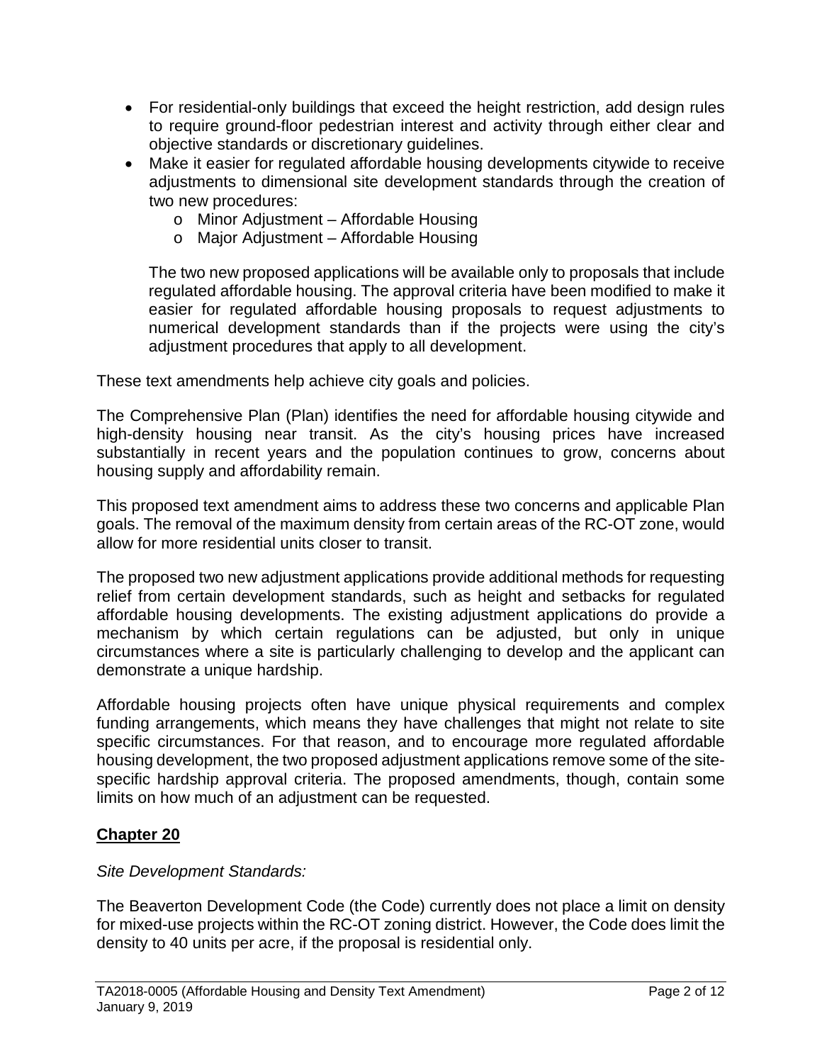- For residential-only buildings that exceed the height restriction, add design rules to require ground-floor pedestrian interest and activity through either clear and objective standards or discretionary guidelines.
- Make it easier for regulated affordable housing developments citywide to receive adjustments to dimensional site development standards through the creation of two new procedures:
  - Minor Adjustment – Affordable Housing
  - Major Adjustment – Affordable Housing

  The two new proposed applications will be available only to proposals that include regulated affordable housing. The approval criteria have been modified to make it easier for regulated affordable housing proposals to request adjustments to numerical development standards than if the projects were using the city's adjustment procedures that apply to all development.

These text amendments help achieve city goals and policies.

The Comprehensive Plan (Plan) identifies the need for affordable housing citywide and high-density housing near transit. As the city's housing prices have increased substantially in recent years and the population continues to grow, concerns about housing supply and affordability remain.

This proposed text amendment aims to address these two concerns and applicable Plan goals. The removal of the maximum density from certain areas of the RC-OT zone, would allow for more residential units closer to transit.

The proposed two new adjustment applications provide additional methods for requesting relief from certain development standards, such as height and setbacks for regulated affordable housing developments. The existing adjustment applications do provide a mechanism by which certain regulations can be adjusted, but only in unique circumstances where a site is particularly challenging to develop and the applicant can demonstrate a unique hardship.

Affordable housing projects often have unique physical requirements and complex funding arrangements, which means they have challenges that might not relate to site specific circumstances. For that reason, and to encourage more regulated affordable housing development, the two proposed adjustment applications remove some of the site-specific hardship approval criteria. The proposed amendments, though, contain some limits on how much of an adjustment can be requested.

## Chapter 20

*Site Development Standards:*

The Beaverton Development Code (the Code) currently does not place a limit on density for mixed-use projects within the RC-OT zoning district. However, the Code does limit the density to 40 units per acre, if the proposal is residential only.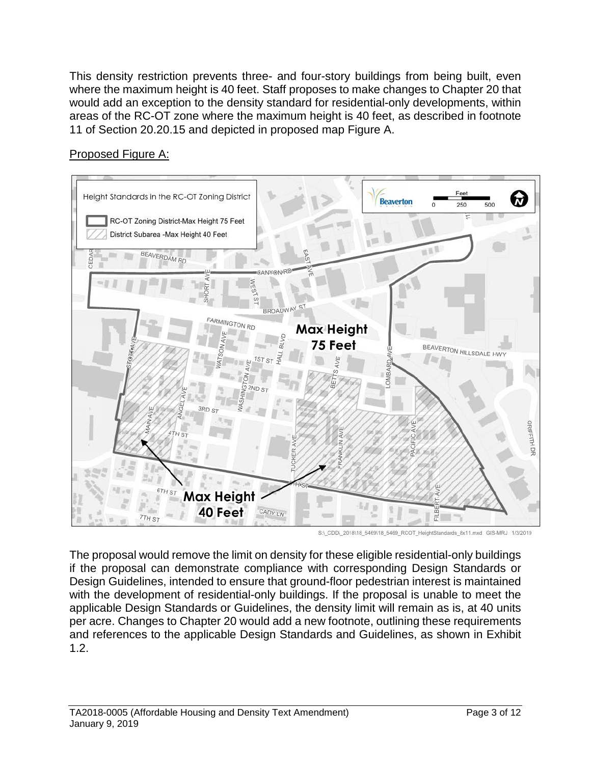This density restriction prevents three- and four-story buildings from being built, even where the maximum height is 40 feet. Staff proposes to make changes to Chapter 20 that would add an exception to the density standard for residential-only developments, within areas of the RC-OT zone where the maximum height is 40 feet, as described in footnote 11 of Section 20.20.15 and depicted in proposed map Figure A.

Proposed Figure A:

The proposal would remove the limit on density for these eligible residential-only buildings if the proposal can demonstrate compliance with corresponding Design Standards or Design Guidelines, intended to ensure that ground-floor pedestrian interest is maintained with the development of residential-only buildings. If the proposal is unable to meet the applicable Design Standards or Guidelines, the density limit will remain as is, at 40 units per acre. Changes to Chapter 20 would add a new footnote, outlining these requirements and references to the applicable Design Standards and Guidelines, as shown in Exhibit 1.2.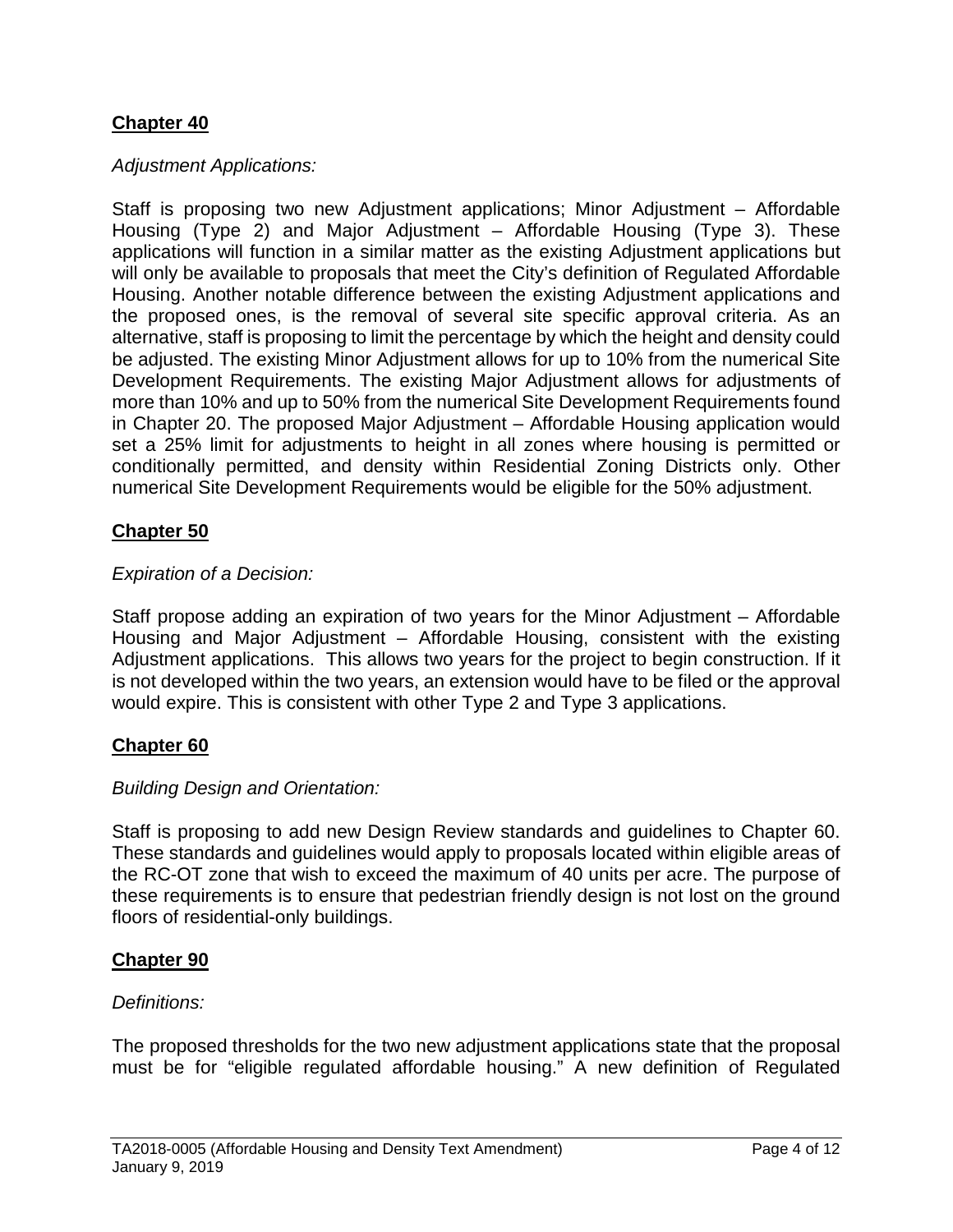## Chapter 40

*Adjustment Applications:*

Staff is proposing two new Adjustment applications; Minor Adjustment – Affordable Housing (Type 2) and Major Adjustment – Affordable Housing (Type 3). These applications will function in a similar matter as the existing Adjustment applications but will only be available to proposals that meet the City's definition of Regulated Affordable Housing. Another notable difference between the existing Adjustment applications and the proposed ones, is the removal of several site specific approval criteria. As an alternative, staff is proposing to limit the percentage by which the height and density could be adjusted. The existing Minor Adjustment allows for up to 10% from the numerical Site Development Requirements. The existing Major Adjustment allows for adjustments of more than 10% and up to 50% from the numerical Site Development Requirements found in Chapter 20. The proposed Major Adjustment – Affordable Housing application would set a 25% limit for adjustments to height in all zones where housing is permitted or conditionally permitted, and density within Residential Zoning Districts only. Other numerical Site Development Requirements would be eligible for the 50% adjustment.

## Chapter 50

*Expiration of a Decision:*

Staff propose adding an expiration of two years for the Minor Adjustment – Affordable Housing and Major Adjustment – Affordable Housing, consistent with the existing Adjustment applications. This allows two years for the project to begin construction. If it is not developed within the two years, an extension would have to be filed or the approval would expire. This is consistent with other Type 2 and Type 3 applications.

## Chapter 60

*Building Design and Orientation:*

Staff is proposing to add new Design Review standards and guidelines to Chapter 60. These standards and guidelines would apply to proposals located within eligible areas of the RC-OT zone that wish to exceed the maximum of 40 units per acre. The purpose of these requirements is to ensure that pedestrian friendly design is not lost on the ground floors of residential-only buildings.

## Chapter 90

*Definitions:*

The proposed thresholds for the two new adjustment applications state that the proposal must be for "eligible regulated affordable housing." A new definition of Regulated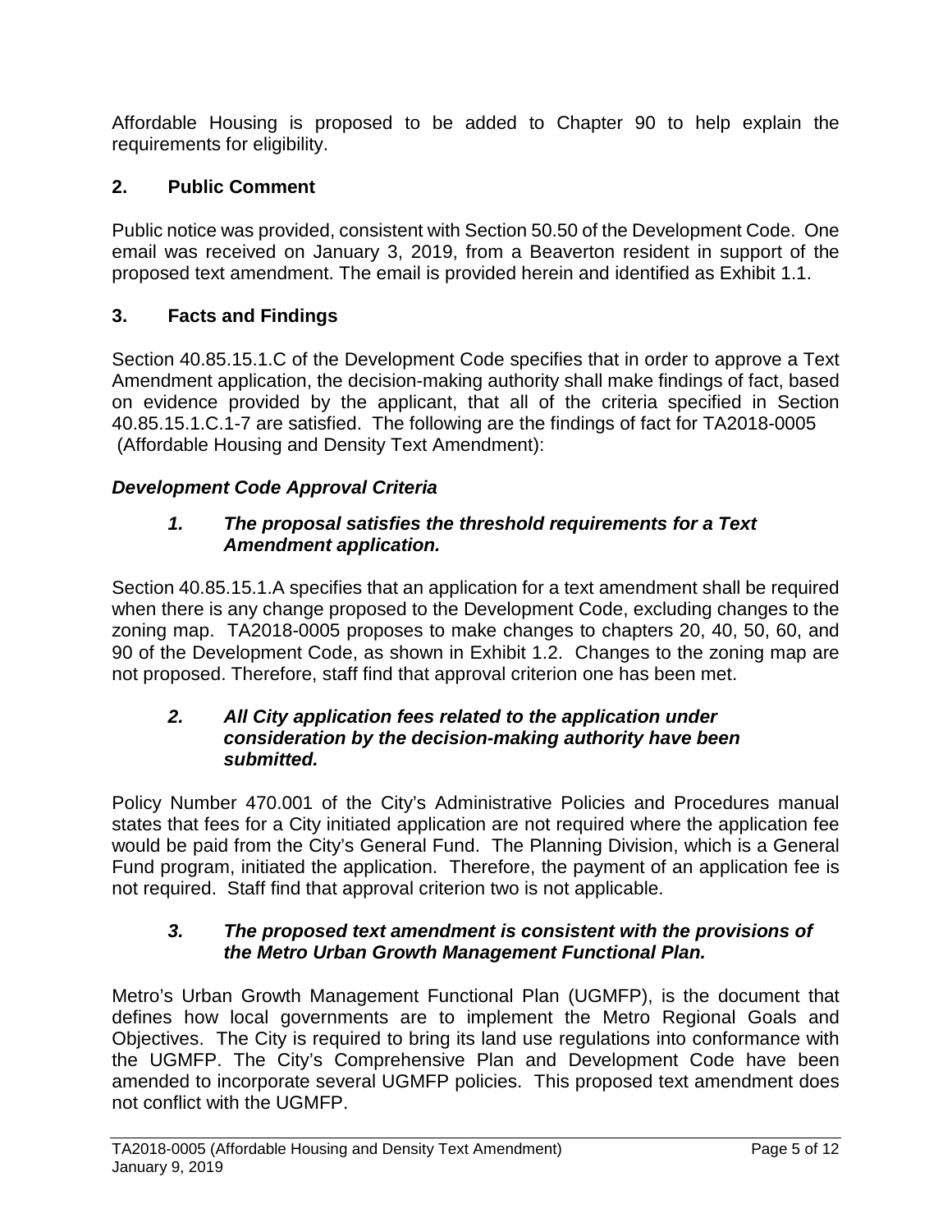Affordable Housing is proposed to be added to Chapter 90 to help explain the requirements for eligibility.

## 2. Public Comment

Public notice was provided, consistent with Section 50.50 of the Development Code. One email was received on January 3, 2019, from a Beaverton resident in support of the proposed text amendment. The email is provided herein and identified as Exhibit 1.1.

## 3. Facts and Findings

Section 40.85.15.1.C of the Development Code specifies that in order to approve a Text Amendment application, the decision-making authority shall make findings of fact, based on evidence provided by the applicant, that all of the criteria specified in Section 40.85.15.1.C.1-7 are satisfied. The following are the findings of fact for TA2018-0005 (Affordable Housing and Density Text Amendment):

### *Development Code Approval Criteria*

***1. The proposal satisfies the threshold requirements for a Text Amendment application.***

Section 40.85.15.1.A specifies that an application for a text amendment shall be required when there is any change proposed to the Development Code, excluding changes to the zoning map. TA2018-0005 proposes to make changes to chapters 20, 40, 50, 60, and 90 of the Development Code, as shown in Exhibit 1.2. Changes to the zoning map are not proposed. Therefore, staff find that approval criterion one has been met.

***2. All City application fees related to the application under consideration by the decision-making authority have been submitted.***

Policy Number 470.001 of the City's Administrative Policies and Procedures manual states that fees for a City initiated application are not required where the application fee would be paid from the City's General Fund. The Planning Division, which is a General Fund program, initiated the application. Therefore, the payment of an application fee is not required. Staff find that approval criterion two is not applicable.

***3. The proposed text amendment is consistent with the provisions of the Metro Urban Growth Management Functional Plan.***

Metro's Urban Growth Management Functional Plan (UGMFP), is the document that defines how local governments are to implement the Metro Regional Goals and Objectives. The City is required to bring its land use regulations into conformance with the UGMFP. The City's Comprehensive Plan and Development Code have been amended to incorporate several UGMFP policies. This proposed text amendment does not conflict with the UGMFP.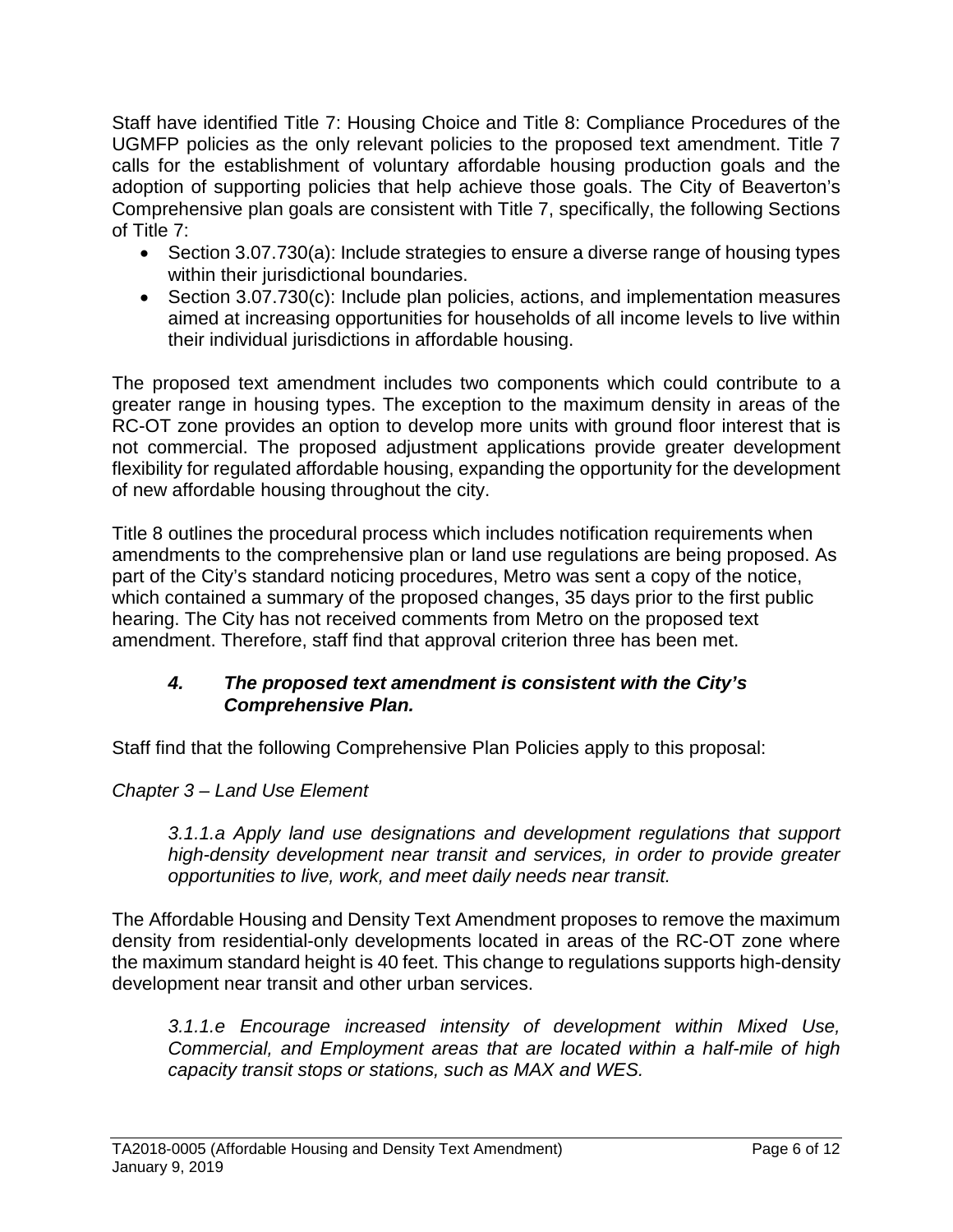Staff have identified Title 7: Housing Choice and Title 8: Compliance Procedures of the UGMFP policies as the only relevant policies to the proposed text amendment. Title 7 calls for the establishment of voluntary affordable housing production goals and the adoption of supporting policies that help achieve those goals. The City of Beaverton's Comprehensive plan goals are consistent with Title 7, specifically, the following Sections of Title 7:

- Section 3.07.730(a): Include strategies to ensure a diverse range of housing types within their jurisdictional boundaries.
- Section 3.07.730(c): Include plan policies, actions, and implementation measures aimed at increasing opportunities for households of all income levels to live within their individual jurisdictions in affordable housing.

The proposed text amendment includes two components which could contribute to a greater range in housing types. The exception to the maximum density in areas of the RC-OT zone provides an option to develop more units with ground floor interest that is not commercial. The proposed adjustment applications provide greater development flexibility for regulated affordable housing, expanding the opportunity for the development of new affordable housing throughout the city.

Title 8 outlines the procedural process which includes notification requirements when amendments to the comprehensive plan or land use regulations are being proposed. As part of the City's standard noticing procedures, Metro was sent a copy of the notice, which contained a summary of the proposed changes, 35 days prior to the first public hearing. The City has not received comments from Metro on the proposed text amendment. Therefore, staff find that approval criterion three has been met.

#### *4. The proposed text amendment is consistent with the City's Comprehensive Plan.*

Staff find that the following Comprehensive Plan Policies apply to this proposal:

*Chapter 3 – Land Use Element*

> *3.1.1.a Apply land use designations and development regulations that support high-density development near transit and services, in order to provide greater opportunities to live, work, and meet daily needs near transit.*

The Affordable Housing and Density Text Amendment proposes to remove the maximum density from residential-only developments located in areas of the RC-OT zone where the maximum standard height is 40 feet. This change to regulations supports high-density development near transit and other urban services.

> *3.1.1.e Encourage increased intensity of development within Mixed Use, Commercial, and Employment areas that are located within a half-mile of high capacity transit stops or stations, such as MAX and WES.*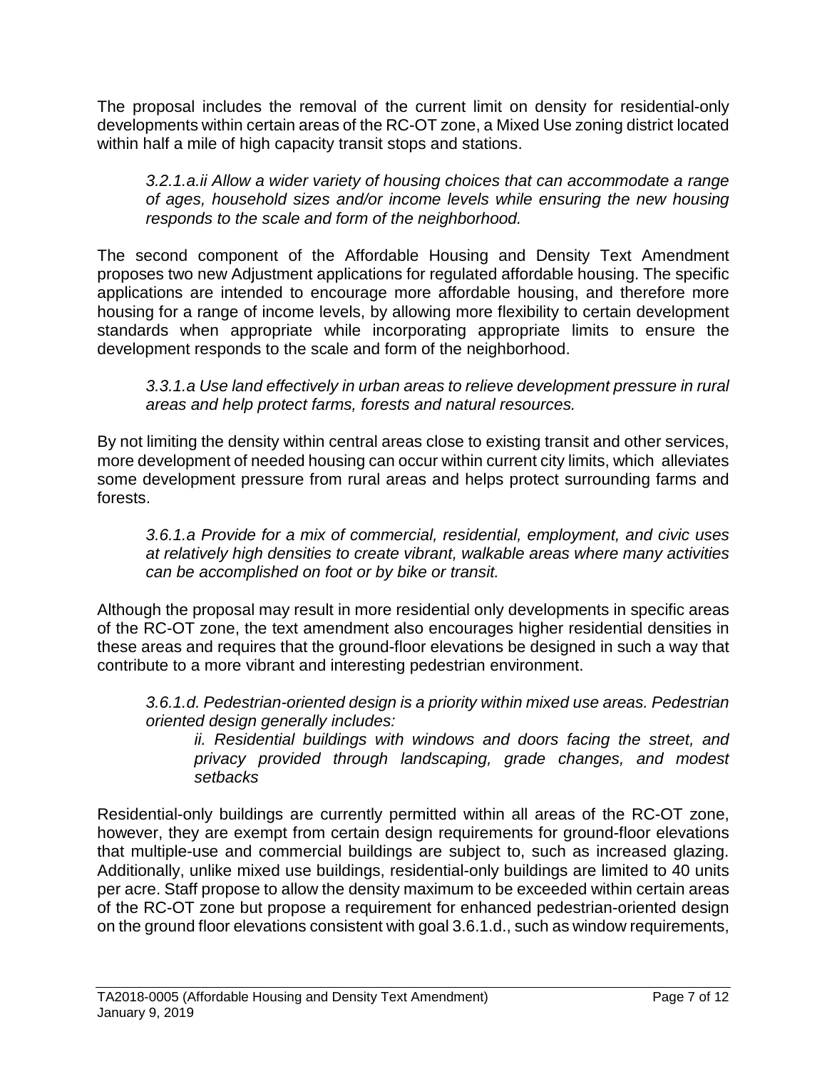The proposal includes the removal of the current limit on density for residential-only developments within certain areas of the RC-OT zone, a Mixed Use zoning district located within half a mile of high capacity transit stops and stations.

> *3.2.1.a.ii Allow a wider variety of housing choices that can accommodate a range of ages, household sizes and/or income levels while ensuring the new housing responds to the scale and form of the neighborhood.*

The second component of the Affordable Housing and Density Text Amendment proposes two new Adjustment applications for regulated affordable housing. The specific applications are intended to encourage more affordable housing, and therefore more housing for a range of income levels, by allowing more flexibility to certain development standards when appropriate while incorporating appropriate limits to ensure the development responds to the scale and form of the neighborhood.

> *3.3.1.a Use land effectively in urban areas to relieve development pressure in rural areas and help protect farms, forests and natural resources.*

By not limiting the density within central areas close to existing transit and other services, more development of needed housing can occur within current city limits, which alleviates some development pressure from rural areas and helps protect surrounding farms and forests.

> *3.6.1.a Provide for a mix of commercial, residential, employment, and civic uses at relatively high densities to create vibrant, walkable areas where many activities can be accomplished on foot or by bike or transit.*

Although the proposal may result in more residential only developments in specific areas of the RC-OT zone, the text amendment also encourages higher residential densities in these areas and requires that the ground-floor elevations be designed in such a way that contribute to a more vibrant and interesting pedestrian environment.

> *3.6.1.d. Pedestrian-oriented design is a priority within mixed use areas. Pedestrian oriented design generally includes:*
>
> > *ii. Residential buildings with windows and doors facing the street, and privacy provided through landscaping, grade changes, and modest setbacks*

Residential-only buildings are currently permitted within all areas of the RC-OT zone, however, they are exempt from certain design requirements for ground-floor elevations that multiple-use and commercial buildings are subject to, such as increased glazing. Additionally, unlike mixed use buildings, residential-only buildings are limited to 40 units per acre. Staff propose to allow the density maximum to be exceeded within certain areas of the RC-OT zone but propose a requirement for enhanced pedestrian-oriented design on the ground floor elevations consistent with goal 3.6.1.d., such as window requirements,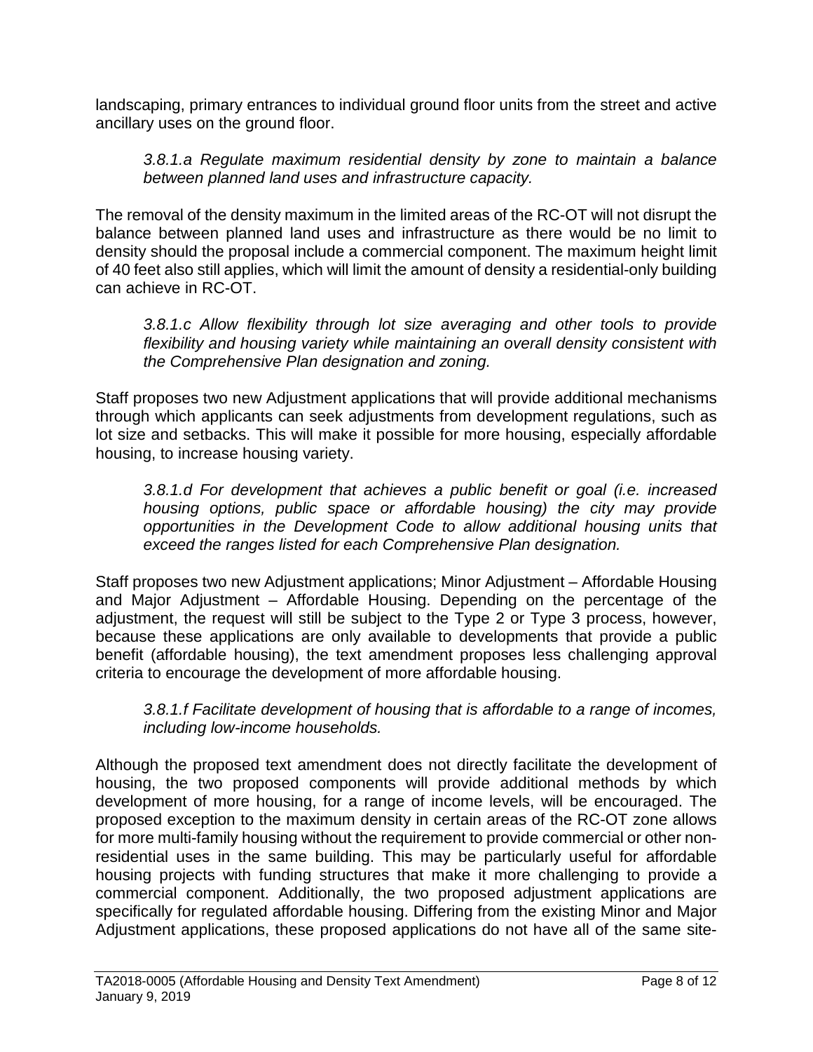landscaping, primary entrances to individual ground floor units from the street and active ancillary uses on the ground floor.

> *3.8.1.a Regulate maximum residential density by zone to maintain a balance between planned land uses and infrastructure capacity.*

The removal of the density maximum in the limited areas of the RC-OT will not disrupt the balance between planned land uses and infrastructure as there would be no limit to density should the proposal include a commercial component. The maximum height limit of 40 feet also still applies, which will limit the amount of density a residential-only building can achieve in RC-OT.

> *3.8.1.c Allow flexibility through lot size averaging and other tools to provide flexibility and housing variety while maintaining an overall density consistent with the Comprehensive Plan designation and zoning.*

Staff proposes two new Adjustment applications that will provide additional mechanisms through which applicants can seek adjustments from development regulations, such as lot size and setbacks. This will make it possible for more housing, especially affordable housing, to increase housing variety.

> *3.8.1.d For development that achieves a public benefit or goal (i.e. increased housing options, public space or affordable housing) the city may provide opportunities in the Development Code to allow additional housing units that exceed the ranges listed for each Comprehensive Plan designation.*

Staff proposes two new Adjustment applications; Minor Adjustment – Affordable Housing and Major Adjustment – Affordable Housing. Depending on the percentage of the adjustment, the request will still be subject to the Type 2 or Type 3 process, however, because these applications are only available to developments that provide a public benefit (affordable housing), the text amendment proposes less challenging approval criteria to encourage the development of more affordable housing.

> *3.8.1.f Facilitate development of housing that is affordable to a range of incomes, including low-income households.*

Although the proposed text amendment does not directly facilitate the development of housing, the two proposed components will provide additional methods by which development of more housing, for a range of income levels, will be encouraged. The proposed exception to the maximum density in certain areas of the RC-OT zone allows for more multi-family housing without the requirement to provide commercial or other non-residential uses in the same building. This may be particularly useful for affordable housing projects with funding structures that make it more challenging to provide a commercial component. Additionally, the two proposed adjustment applications are specifically for regulated affordable housing. Differing from the existing Minor and Major Adjustment applications, these proposed applications do not have all of the same site-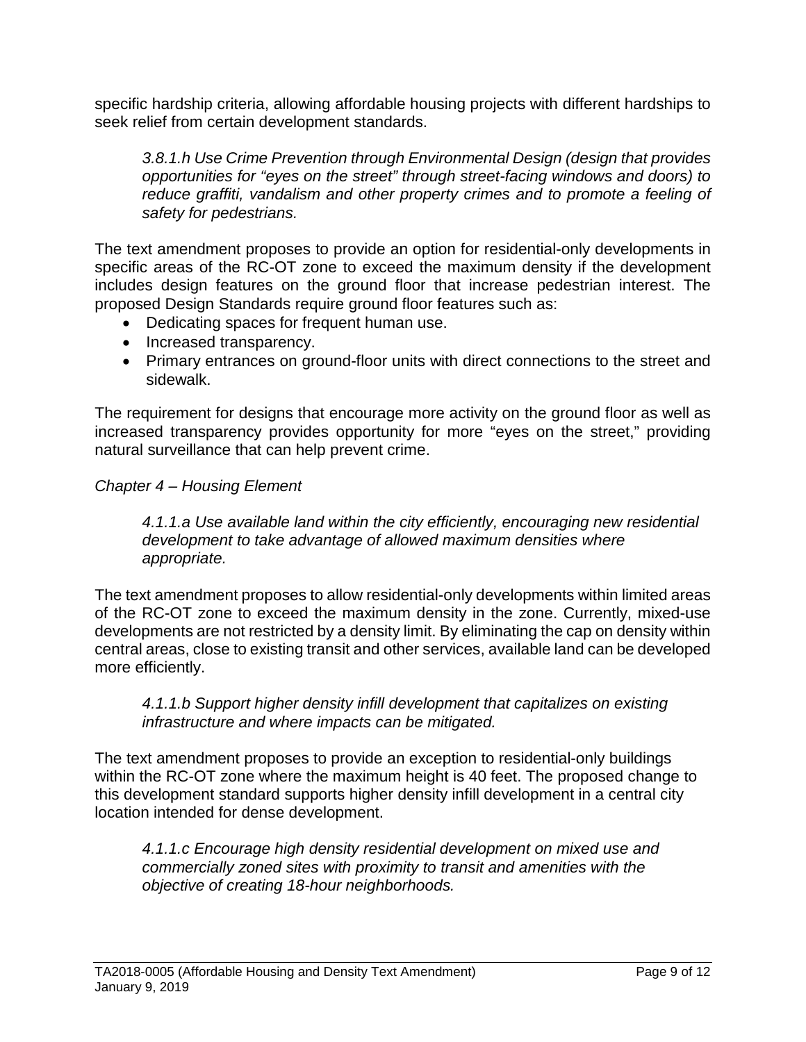specific hardship criteria, allowing affordable housing projects with different hardships to seek relief from certain development standards.

> *3.8.1.h Use Crime Prevention through Environmental Design (design that provides opportunities for "eyes on the street" through street-facing windows and doors) to reduce graffiti, vandalism and other property crimes and to promote a feeling of safety for pedestrians.*

The text amendment proposes to provide an option for residential-only developments in specific areas of the RC-OT zone to exceed the maximum density if the development includes design features on the ground floor that increase pedestrian interest. The proposed Design Standards require ground floor features such as:

- Dedicating spaces for frequent human use.
- Increased transparency.
- Primary entrances on ground-floor units with direct connections to the street and sidewalk.

The requirement for designs that encourage more activity on the ground floor as well as increased transparency provides opportunity for more "eyes on the street," providing natural surveillance that can help prevent crime.

*Chapter 4 – Housing Element*

> *4.1.1.a Use available land within the city efficiently, encouraging new residential development to take advantage of allowed maximum densities where appropriate.*

The text amendment proposes to allow residential-only developments within limited areas of the RC-OT zone to exceed the maximum density in the zone. Currently, mixed-use developments are not restricted by a density limit. By eliminating the cap on density within central areas, close to existing transit and other services, available land can be developed more efficiently.

> *4.1.1.b Support higher density infill development that capitalizes on existing infrastructure and where impacts can be mitigated.*

The text amendment proposes to provide an exception to residential-only buildings within the RC-OT zone where the maximum height is 40 feet. The proposed change to this development standard supports higher density infill development in a central city location intended for dense development.

> *4.1.1.c Encourage high density residential development on mixed use and commercially zoned sites with proximity to transit and amenities with the objective of creating 18-hour neighborhoods.*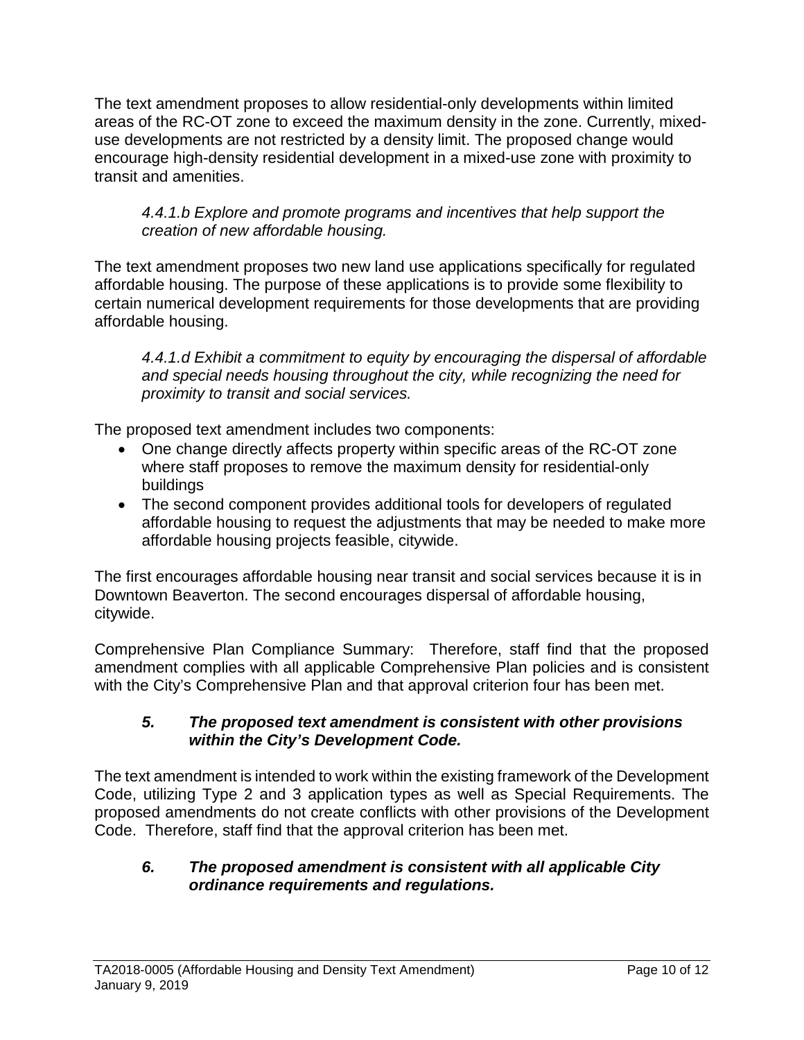The text amendment proposes to allow residential-only developments within limited areas of the RC-OT zone to exceed the maximum density in the zone. Currently, mixed-use developments are not restricted by a density limit. The proposed change would encourage high-density residential development in a mixed-use zone with proximity to transit and amenities.

*4.4.1.b Explore and promote programs and incentives that help support the creation of new affordable housing.*

The text amendment proposes two new land use applications specifically for regulated affordable housing. The purpose of these applications is to provide some flexibility to certain numerical development requirements for those developments that are providing affordable housing.

*4.4.1.d Exhibit a commitment to equity by encouraging the dispersal of affordable and special needs housing throughout the city, while recognizing the need for proximity to transit and social services.*

The proposed text amendment includes two components:

- One change directly affects property within specific areas of the RC-OT zone where staff proposes to remove the maximum density for residential-only buildings
- The second component provides additional tools for developers of regulated affordable housing to request the adjustments that may be needed to make more affordable housing projects feasible, citywide.

The first encourages affordable housing near transit and social services because it is in Downtown Beaverton. The second encourages dispersal of affordable housing, citywide.

Comprehensive Plan Compliance Summary: Therefore, staff find that the proposed amendment complies with all applicable Comprehensive Plan policies and is consistent with the City's Comprehensive Plan and that approval criterion four has been met.

***5. The proposed text amendment is consistent with other provisions within the City's Development Code.***

The text amendment is intended to work within the existing framework of the Development Code, utilizing Type 2 and 3 application types as well as Special Requirements. The proposed amendments do not create conflicts with other provisions of the Development Code. Therefore, staff find that the approval criterion has been met.

***6. The proposed amendment is consistent with all applicable City ordinance requirements and regulations.***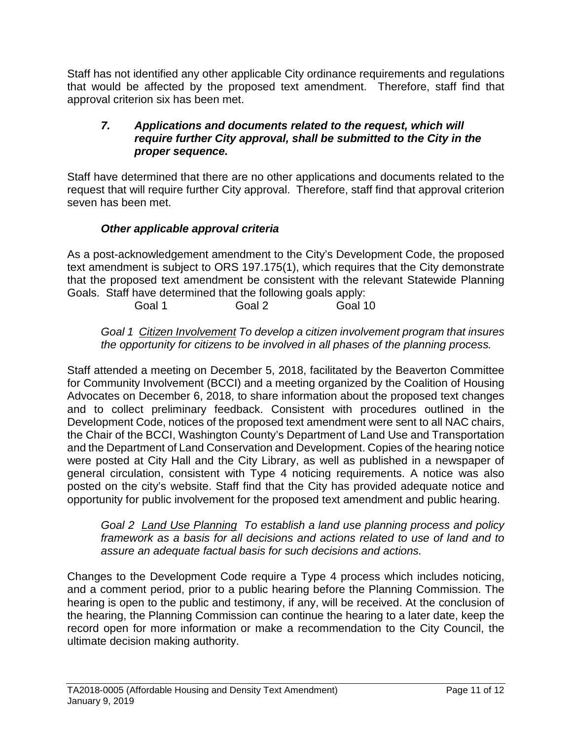Staff has not identified any other applicable City ordinance requirements and regulations that would be affected by the proposed text amendment. Therefore, staff find that approval criterion six has been met.

> ***7. Applications and documents related to the request, which will require further City approval, shall be submitted to the City in the proper sequence.***

Staff have determined that there are no other applications and documents related to the request that will require further City approval. Therefore, staff find that approval criterion seven has been met.

***Other applicable approval criteria***

As a post-acknowledgement amendment to the City's Development Code, the proposed text amendment is subject to ORS 197.175(1), which requires that the City demonstrate that the proposed text amendment be consistent with the relevant Statewide Planning Goals. Staff have determined that the following goals apply:

Goal 1 Goal 2 Goal 10

> *Goal 1 Citizen Involvement To develop a citizen involvement program that insures the opportunity for citizens to be involved in all phases of the planning process.*

Staff attended a meeting on December 5, 2018, facilitated by the Beaverton Committee for Community Involvement (BCCI) and a meeting organized by the Coalition of Housing Advocates on December 6, 2018, to share information about the proposed text changes and to collect preliminary feedback. Consistent with procedures outlined in the Development Code, notices of the proposed text amendment were sent to all NAC chairs, the Chair of the BCCI, Washington County's Department of Land Use and Transportation and the Department of Land Conservation and Development. Copies of the hearing notice were posted at City Hall and the City Library, as well as published in a newspaper of general circulation, consistent with Type 4 noticing requirements. A notice was also posted on the city's website. Staff find that the City has provided adequate notice and opportunity for public involvement for the proposed text amendment and public hearing.

> *Goal 2 Land Use Planning To establish a land use planning process and policy framework as a basis for all decisions and actions related to use of land and to assure an adequate factual basis for such decisions and actions.*

Changes to the Development Code require a Type 4 process which includes noticing, and a comment period, prior to a public hearing before the Planning Commission. The hearing is open to the public and testimony, if any, will be received. At the conclusion of the hearing, the Planning Commission can continue the hearing to a later date, keep the record open for more information or make a recommendation to the City Council, the ultimate decision making authority.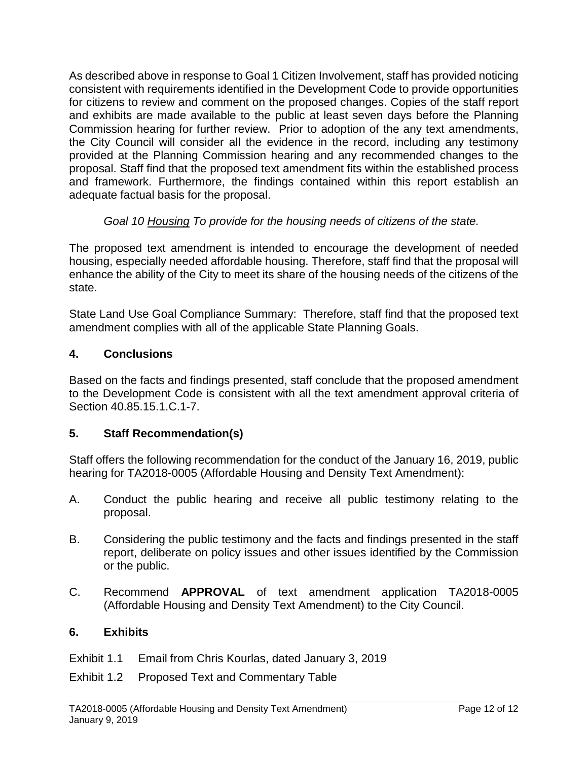As described above in response to Goal 1 Citizen Involvement, staff has provided noticing consistent with requirements identified in the Development Code to provide opportunities for citizens to review and comment on the proposed changes. Copies of the staff report and exhibits are made available to the public at least seven days before the Planning Commission hearing for further review. Prior to adoption of the any text amendments, the City Council will consider all the evidence in the record, including any testimony provided at the Planning Commission hearing and any recommended changes to the proposal. Staff find that the proposed text amendment fits within the established process and framework. Furthermore, the findings contained within this report establish an adequate factual basis for the proposal.

*Goal 10 Housing To provide for the housing needs of citizens of the state.*

The proposed text amendment is intended to encourage the development of needed housing, especially needed affordable housing. Therefore, staff find that the proposal will enhance the ability of the City to meet its share of the housing needs of the citizens of the state.

State Land Use Goal Compliance Summary: Therefore, staff find that the proposed text amendment complies with all of the applicable State Planning Goals.

## 4. Conclusions

Based on the facts and findings presented, staff conclude that the proposed amendment to the Development Code is consistent with all the text amendment approval criteria of Section 40.85.15.1.C.1-7.

## 5. Staff Recommendation(s)

Staff offers the following recommendation for the conduct of the January 16, 2019, public hearing for TA2018-0005 (Affordable Housing and Density Text Amendment):

A. Conduct the public hearing and receive all public testimony relating to the proposal.

B. Considering the public testimony and the facts and findings presented in the staff report, deliberate on policy issues and other issues identified by the Commission or the public.

C. Recommend **APPROVAL** of text amendment application TA2018-0005 (Affordable Housing and Density Text Amendment) to the City Council.

## 6. Exhibits

Exhibit 1.1 Email from Chris Kourlas, dated January 3, 2019

Exhibit 1.2 Proposed Text and Commentary Table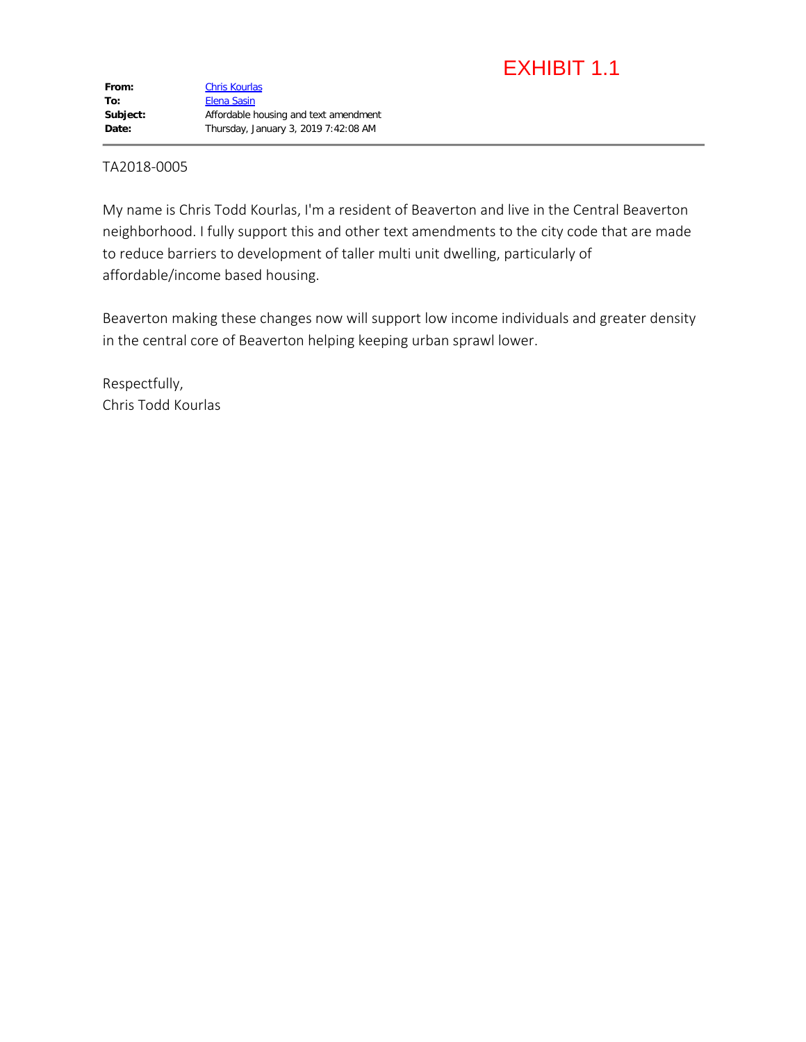EXHIBIT 1.1

**From:** Chris Kourlas
**To:** Elena Sasin
**Subject:** Affordable housing and text amendment
**Date:** Thursday, January 3, 2019 7:42:08 AM

TA2018-0005

My name is Chris Todd Kourlas, I'm a resident of Beaverton and live in the Central Beaverton neighborhood. I fully support this and other text amendments to the city code that are made to reduce barriers to development of taller multi unit dwelling, particularly of affordable/income based housing.

Beaverton making these changes now will support low income individuals and greater density in the central core of Beaverton helping keeping urban sprawl lower.

Respectfully,
Chris Todd Kourlas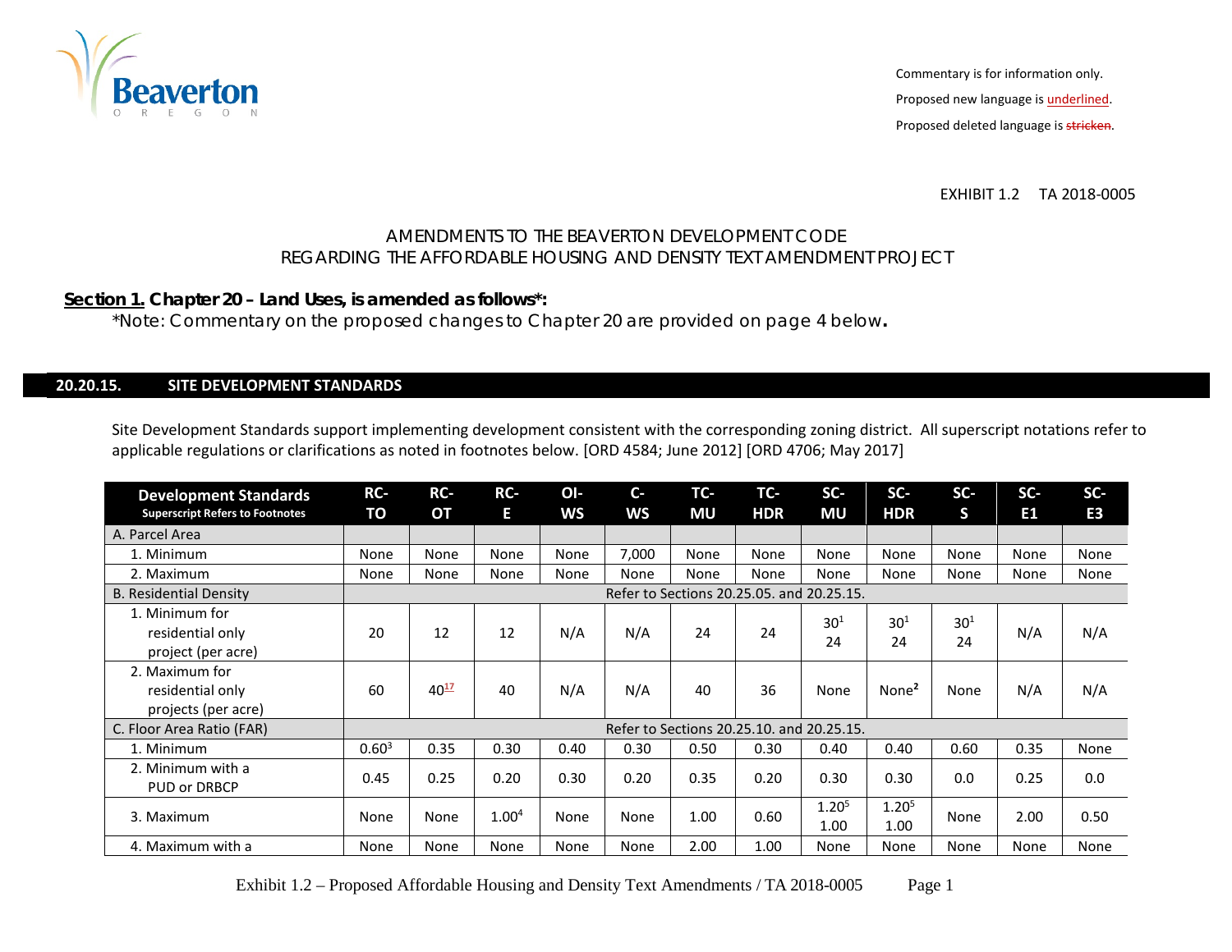Commentary is for information only.

Proposed new language is underlined.

Proposed deleted language is ~~stricken~~.

EXHIBIT 1.2 TA 2018-0005

AMENDMENTS TO THE BEAVERTON DEVELOPMENT CODE
REGARDING THE AFFORDABLE HOUSING AND DENSITY TEXT AMENDMENT PROJECT

**Section 1. Chapter 20 – Land Uses, is amended as follows*:**

*Note: Commentary on the proposed changes to Chapter 20 are provided on page 4 below.

## 20.20.15. SITE DEVELOPMENT STANDARDS

Site Development Standards support implementing development consistent with the corresponding zoning district. All superscript notations refer to applicable regulations or clarifications as noted in footnotes below. [ORD 4584; June 2012] [ORD 4706; May 2017]

| Development Standards (Superscript Refers to Footnotes) | RC-TO | RC-OT | RC-E | OI-WS | C-WS | TC-MU | TC-HDR | SC-MU | SC-HDR | SC-S | SC-E1 | SC-E3 |
|---|---|---|---|---|---|---|---|---|---|---|---|---|
| A. Parcel Area | | | | | | | | | | | | |
| 1. Minimum | None | None | None | None | 7,000 | None | None | None | None | None | None | None |
| 2. Maximum | None | None | None | None | None | None | None | None | None | None | None | None |
| B. Residential Density | Refer to Sections 20.25.05. and 20.25.15. | | | | | | | | | | | |
| 1. Minimum for residential only project (per acre) | 20 | 12 | 12 | N/A | N/A | 24 | 24 | 30[1] 24 | 30[1] 24 | 30[1] 24 | N/A | N/A |
| 2. Maximum for residential only projects (per acre) | 60 | 40[17] | 40 | N/A | N/A | 40 | 36 | None | None[2] | None | N/A | N/A |
| C. Floor Area Ratio (FAR) | Refer to Sections 20.25.10. and 20.25.15. | | | | | | | | | | | |
| 1. Minimum | 0.60[3] | 0.35 | 0.30 | 0.40 | 0.30 | 0.50 | 0.30 | 0.40 | 0.40 | 0.60 | 0.35 | None |
| 2. Minimum with a PUD or DRBCP | 0.45 | 0.25 | 0.20 | 0.30 | 0.20 | 0.35 | 0.20 | 0.30 | 0.30 | 0.0 | 0.25 | 0.0 |
| 3. Maximum | None | None | 1.00[4] | None | None | 1.00 | 0.60 | 1.20[5] 1.00 | 1.20[5] 1.00 | None | 2.00 | 0.50 |
| 4. Maximum with a | None | None | None | None | None | 2.00 | 1.00 | None | None | None | None | None |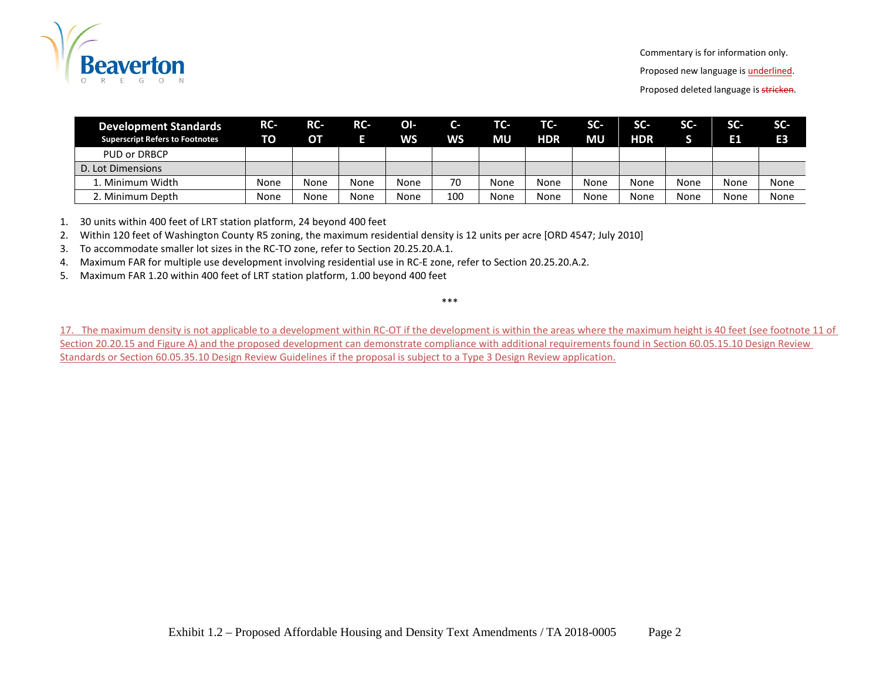Commentary is for information only.

Proposed new language is underlined.

Proposed deleted language is ~~stricken~~.

| Development Standards Superscript Refers to Footnotes | RC-TO | RC-OT | RC-E | OI-WS | C-WS | TC-MU | TC-HDR | SC-MU | SC-HDR | SC-S | SC-E1 | SC-E3 |
|---|---|---|---|---|---|---|---|---|---|---|---|---|
| PUD or DRBCP | | | | | | | | | | | | |
| D. Lot Dimensions | | | | | | | | | | | | |
| 1. Minimum Width | None | None | None | None | 70 | None | None | None | None | None | None | None |
| 2. Minimum Depth | None | None | None | None | 100 | None | None | None | None | None | None | None |

1. 30 units within 400 feet of LRT station platform, 24 beyond 400 feet
2. Within 120 feet of Washington County R5 zoning, the maximum residential density is 12 units per acre [ORD 4547; July 2010]
3. To accommodate smaller lot sizes in the RC-TO zone, refer to Section 20.25.20.A.1.
4. Maximum FAR for multiple use development involving residential use in RC-E zone, refer to Section 20.25.20.A.2.
5. Maximum FAR 1.20 within 400 feet of LRT station platform, 1.00 beyond 400 feet

\*\*\*

<u>17. The maximum density is not applicable to a development within RC-OT if the development is within the areas where the maximum height is 40 feet (see footnote 11 of Section 20.20.15 and Figure A) and the proposed development can demonstrate compliance with additional requirements found in Section 60.05.15.10 Design Review Standards or Section 60.05.35.10 Design Review Guidelines if the proposal is subject to a Type 3 Design Review application.</u>

Exhibit 1.2 – Proposed Affordable Housing and Density Text Amendments / TA 2018-0005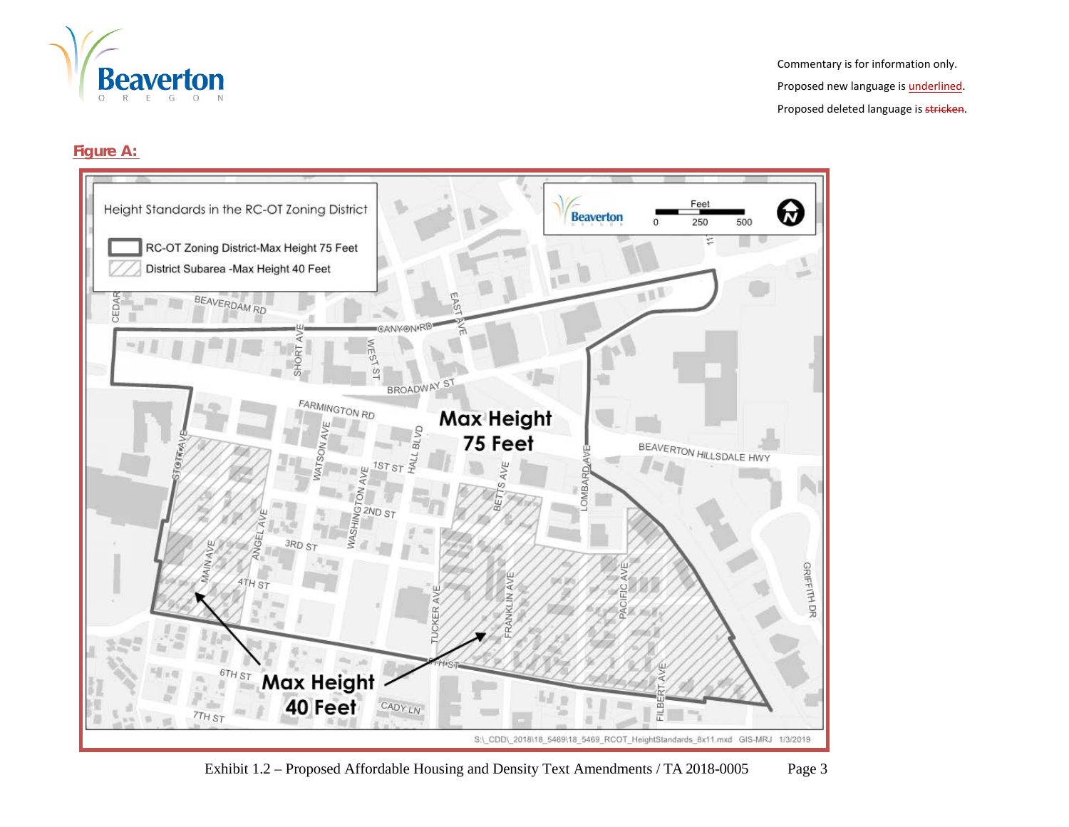Commentary is for information only.

Proposed new language is underlined.

Proposed deleted language is ~~stricken~~.

**Figure A:**

Height Standards in the RC-OT Zoning District

- RC-OT Zoning District-Max Height 75 Feet
- District Subarea -Max Height 40 Feet

Max Height 75 Feet

Max Height 40 Feet

S:\_CDD\_2018\18_5469\18_5469_RCOT_HeightStandards_8x11.mxd GIS-MRJ 1/3/2019

Exhibit 1.2 – Proposed Affordable Housing and Density Text Amendments / TA 2018-0005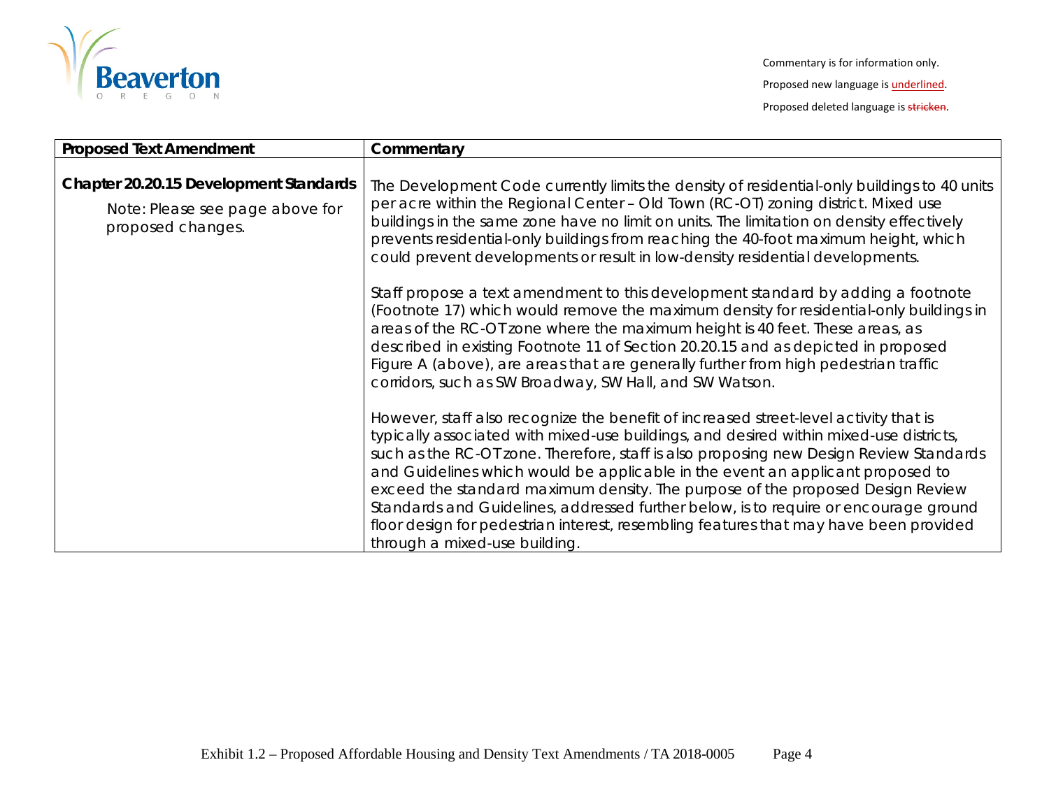Commentary is for information only.

Proposed new language is underlined.

Proposed deleted language is ~~stricken~~.

| Proposed Text Amendment | Commentary |
|---|---|
| **Chapter 20.20.15 Development Standards**<br><br>Note: Please see page above for proposed changes. | The Development Code currently limits the density of residential-only buildings to 40 units per acre within the Regional Center – Old Town (RC-OT) zoning district. Mixed use buildings in the same zone have no limit on units. The limitation on density effectively prevents residential-only buildings from reaching the 40-foot maximum height, which could prevent developments or result in low-density residential developments.<br><br>Staff propose a text amendment to this development standard by adding a footnote (Footnote 17) which would remove the maximum density for residential-only buildings in areas of the RC-OT zone where the maximum height is 40 feet. These areas, as described in existing Footnote 11 of Section 20.20.15 and as depicted in proposed Figure A (above), are areas that are generally further from high pedestrian traffic corridors, such as SW Broadway, SW Hall, and SW Watson.<br><br>However, staff also recognize the benefit of increased street-level activity that is typically associated with mixed-use buildings, and desired within mixed-use districts, such as the RC-OT zone. Therefore, staff is also proposing new Design Review Standards and Guidelines which would be applicable in the event an applicant proposed to exceed the standard maximum density. The purpose of the proposed Design Review Standards and Guidelines, addressed further below, is to require or encourage ground floor design for pedestrian interest, resembling features that may have been provided through a mixed-use building. |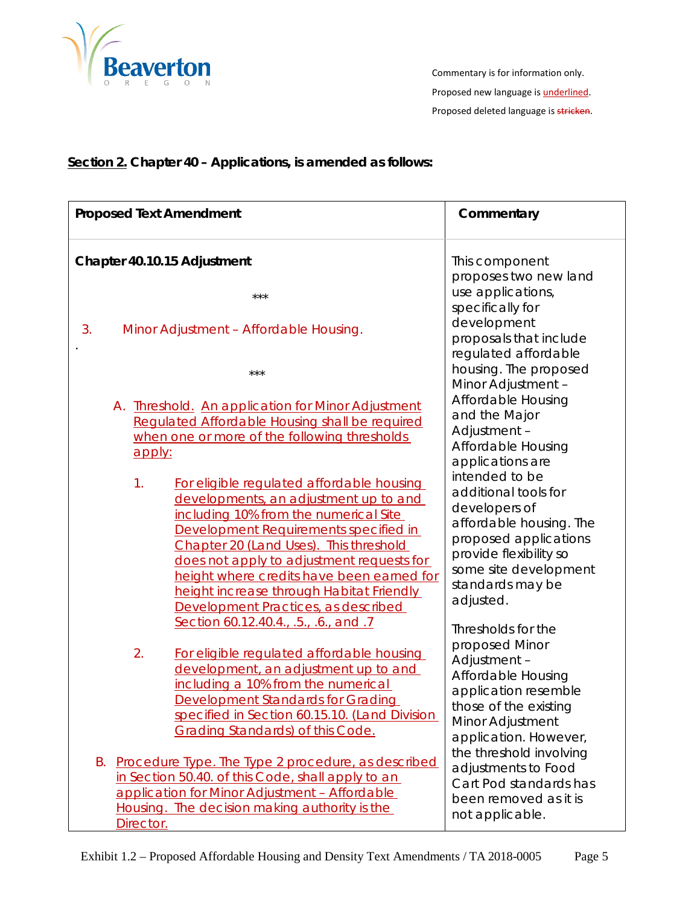Commentary is for information only.

Proposed new language is underlined.

Proposed deleted language is ~~stricken~~.

**Section 2. Chapter 40 – Applications, is amended as follows:**

| Proposed Text Amendment | Commentary |
|---|---|
| **Chapter 40.10.15 Adjustment**<br><br>\*\*\*<br><br>3. Minor Adjustment – Affordable Housing.<br>.<br><br>\*\*\*<br><br>A. Threshold. An application for Minor Adjustment Regulated Affordable Housing shall be required when one or more of the following thresholds apply:<br><br>1. For eligible regulated affordable housing developments, an adjustment up to and including 10% from the numerical Site Development Requirements specified in Chapter 20 (Land Uses). This threshold does not apply to adjustment requests for height where credits have been earned for height increase through Habitat Friendly Development Practices, as described Section 60.12.40.4., .5., .6., and .7<br><br>2. For eligible regulated affordable housing development, an adjustment up to and including a 10% from the numerical Development Standards for Grading specified in Section 60.15.10. (Land Division Grading Standards) of this Code.<br><br>B. Procedure Type. The Type 2 procedure, as described in Section 50.40. of this Code, shall apply to an application for Minor Adjustment – Affordable Housing. The decision making authority is the Director. | This component proposes two new land use applications, specifically for development proposals that include regulated affordable housing. The proposed Minor Adjustment – Affordable Housing and the Major Adjustment – Affordable Housing applications are intended to be additional tools for developers of affordable housing. The proposed applications provide flexibility so some site development standards may be adjusted.<br><br>Thresholds for the proposed Minor Adjustment – Affordable Housing application resemble those of the existing Minor Adjustment application. However, the threshold involving adjustments to Food Cart Pod standards has been removed as it is not applicable. |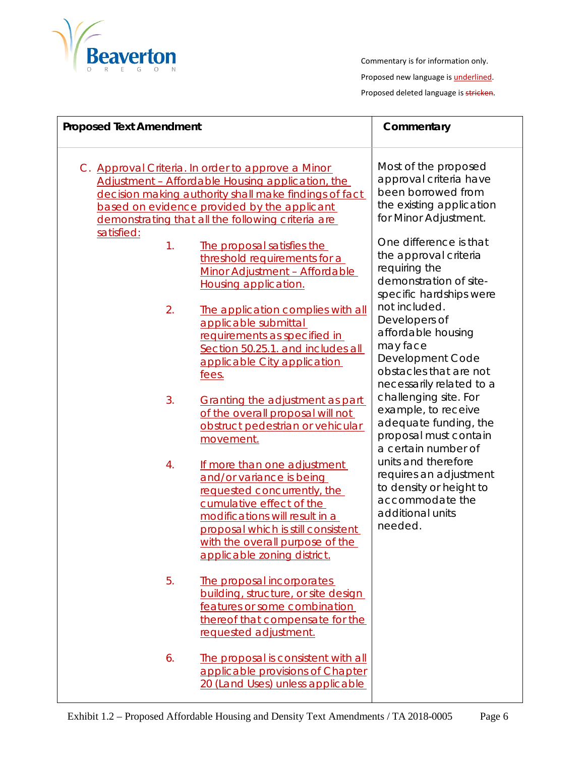Commentary is for information only.

Proposed new language is underlined.

Proposed deleted language is ~~stricken~~.

| Proposed Text Amendment | Commentary |
|---|---|
| C. <u>Approval Criteria. In order to approve a Minor Adjustment – Affordable Housing application, the decision making authority shall make findings of fact based on evidence provided by the applicant demonstrating that all the following criteria are satisfied:</u><br><br>1. <u>The proposal satisfies the threshold requirements for a Minor Adjustment – Affordable Housing application.</u><br><br>2. <u>The application complies with all applicable submittal requirements as specified in Section 50.25.1. and includes all applicable City application fees.</u><br><br>3. <u>Granting the adjustment as part of the overall proposal will not obstruct pedestrian or vehicular movement.</u><br><br>4. <u>If more than one adjustment and/or variance is being requested concurrently, the cumulative effect of the modifications will result in a proposal which is still consistent with the overall purpose of the applicable zoning district.</u><br><br>5. <u>The proposal incorporates building, structure, or site design features or some combination thereof that compensate for the requested adjustment.</u><br><br>6. <u>The proposal is consistent with all applicable provisions of Chapter 20 (Land Uses) unless applicable</u> | Most of the proposed approval criteria have been borrowed from the existing application for Minor Adjustment.<br><br>One difference is that the approval criteria requiring the demonstration of site-specific hardships were not included. Developers of affordable housing may face Development Code obstacles that are not necessarily related to a challenging site. For example, to receive adequate funding, the proposal must contain a certain number of units and therefore requires an adjustment to density or height to accommodate the additional units needed. |

Exhibit 1.2 – Proposed Affordable Housing and Density Text Amendments / TA 2018-0005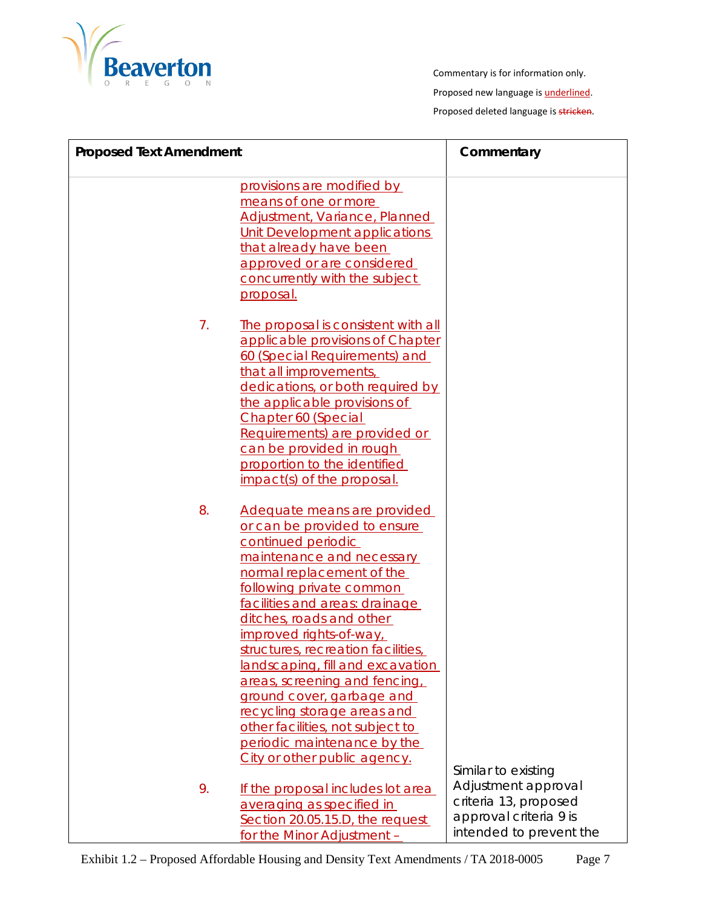Commentary is for information only.

Proposed new language is <u>underlined</u>.

Proposed deleted language is ~~stricken~~.

| Proposed Text Amendment | Commentary |
|---|---|
| <u>provisions are modified by means of one or more Adjustment, Variance, Planned Unit Development applications that already have been approved or are considered concurrently with the subject proposal.</u> | |
| 7. <u>The proposal is consistent with all applicable provisions of Chapter 60 (Special Requirements) and that all improvements, dedications, or both required by the applicable provisions of Chapter 60 (Special Requirements) are provided or can be provided in rough proportion to the identified impact(s) of the proposal.</u> | |
| 8. <u>Adequate means are provided or can be provided to ensure continued periodic maintenance and necessary normal replacement of the following private common facilities and areas: drainage ditches, roads and other improved rights-of-way, structures, recreation facilities, landscaping, fill and excavation areas, screening and fencing, ground cover, garbage and recycling storage areas and other facilities, not subject to periodic maintenance by the City or other public agency.</u> | |
| 9. <u>If the proposal includes lot area averaging as specified in Section 20.05.15.D, the request for the Minor Adjustment –</u> | Similar to existing Adjustment approval criteria 13, proposed approval criteria 9 is intended to prevent the |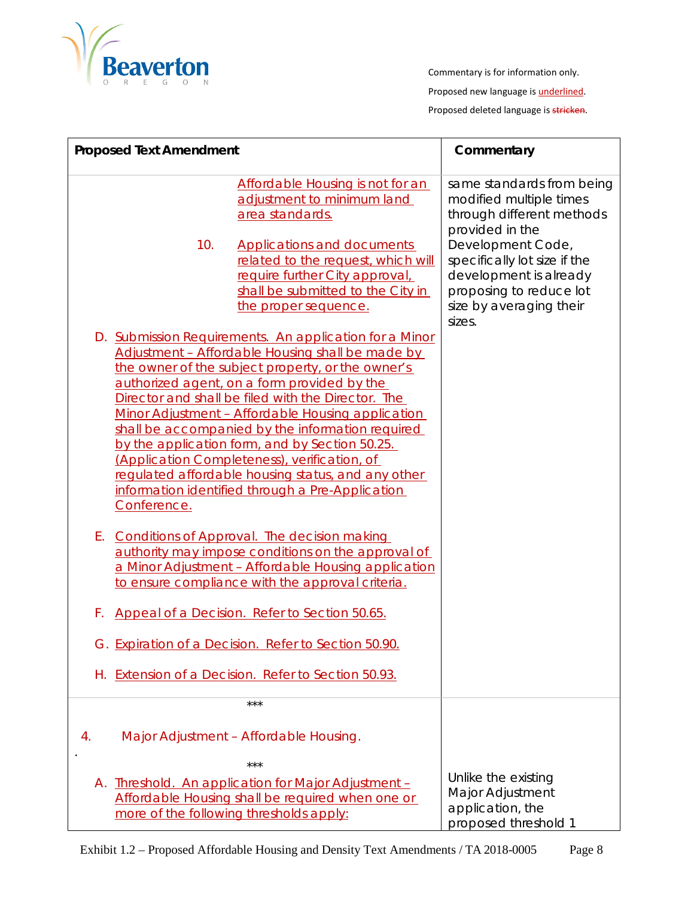Commentary is for information only.

Proposed new language is underlined.

Proposed deleted language is ~~stricken~~.

| Proposed Text Amendment | Commentary |
| --- | --- |
| Affordable Housing is not for an adjustment to minimum land area standards.<br><br>10. Applications and documents related to the request, which will require further City approval, shall be submitted to the City in the proper sequence.<br><br>D. Submission Requirements. An application for a Minor Adjustment – Affordable Housing shall be made by the owner of the subject property, or the owner's authorized agent, on a form provided by the Director and shall be filed with the Director. The Minor Adjustment – Affordable Housing application shall be accompanied by the information required by the application form, and by Section 50.25. (Application Completeness), verification, of regulated affordable housing status, and any other information identified through a Pre-Application Conference.<br><br>E. Conditions of Approval. The decision making authority may impose conditions on the approval of a Minor Adjustment – Affordable Housing application to ensure compliance with the approval criteria.<br><br>F. Appeal of a Decision. Refer to Section 50.65.<br><br>G. Expiration of a Decision. Refer to Section 50.90.<br><br>H. Extension of a Decision. Refer to Section 50.93. | same standards from being modified multiple times through different methods provided in the Development Code, specifically lot size if the development is already proposing to reduce lot size by averaging their sizes. |
| \*\*\*<br><br>4. Major Adjustment – Affordable Housing.<br><br>\*\*\*<br><br>A. Threshold. An application for Major Adjustment – Affordable Housing shall be required when one or more of the following thresholds apply: | Unlike the existing Major Adjustment application, the proposed threshold 1 |

Exhibit 1.2 – Proposed Affordable Housing and Density Text Amendments / TA 2018-0005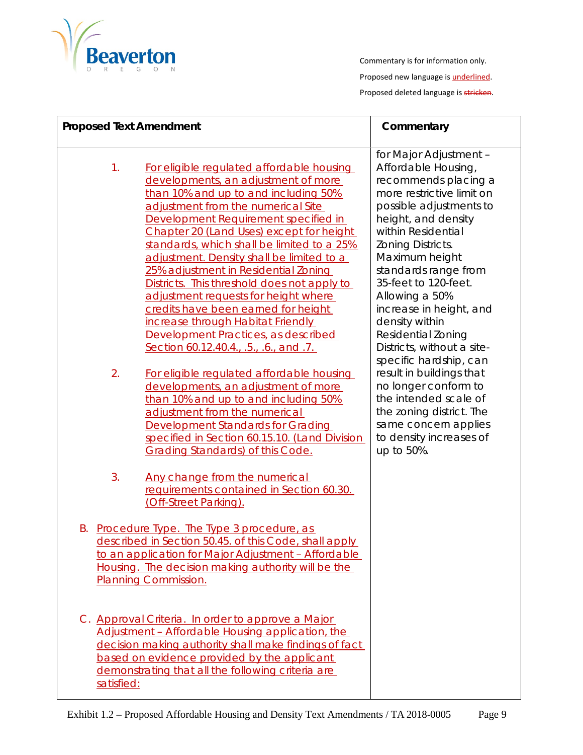Commentary is for information only.

Proposed new language is <u>underlined</u>.

Proposed deleted language is ~~stricken~~.

| Proposed Text Amendment | Commentary |
| --- | --- |
| 1. <u>For eligible regulated affordable housing developments, an adjustment of more than 10% and up to and including 50% adjustment from the numerical Site Development Requirement specified in Chapter 20 (Land Uses) except for height standards, which shall be limited to a 25% adjustment. Density shall be limited to a 25% adjustment in Residential Zoning Districts. This threshold does not apply to adjustment requests for height where credits have been earned for height increase through Habitat Friendly Development Practices, as described Section 60.12.40.4., .5., .6., and .7.</u><br><br>2. <u>For eligible regulated affordable housing developments, an adjustment of more than 10% and up to and including 50% adjustment from the numerical Development Standards for Grading specified in Section 60.15.10. (Land Division Grading Standards) of this Code.</u><br><br>3. <u>Any change from the numerical requirements contained in Section 60.30. (Off-Street Parking).</u><br><br>B. <u>Procedure Type. The Type 3 procedure, as described in Section 50.45. of this Code, shall apply to an application for Major Adjustment – Affordable Housing. The decision making authority will be the Planning Commission.</u><br><br>C. <u>Approval Criteria. In order to approve a Major Adjustment – Affordable Housing application, the decision making authority shall make findings of fact based on evidence provided by the applicant demonstrating that all the following criteria are satisfied:</u> | for Major Adjustment – Affordable Housing, recommends placing a more restrictive limit on possible adjustments to height, and density within Residential Zoning Districts. Maximum height standards range from 35-feet to 120-feet. Allowing a 50% increase in height, and density within Residential Zoning Districts, without a site-specific hardship, can result in buildings that no longer conform to the intended scale of the zoning district. The same concern applies to density increases of up to 50%. |

Exhibit 1.2 – Proposed Affordable Housing and Density Text Amendments / TA 2018-0005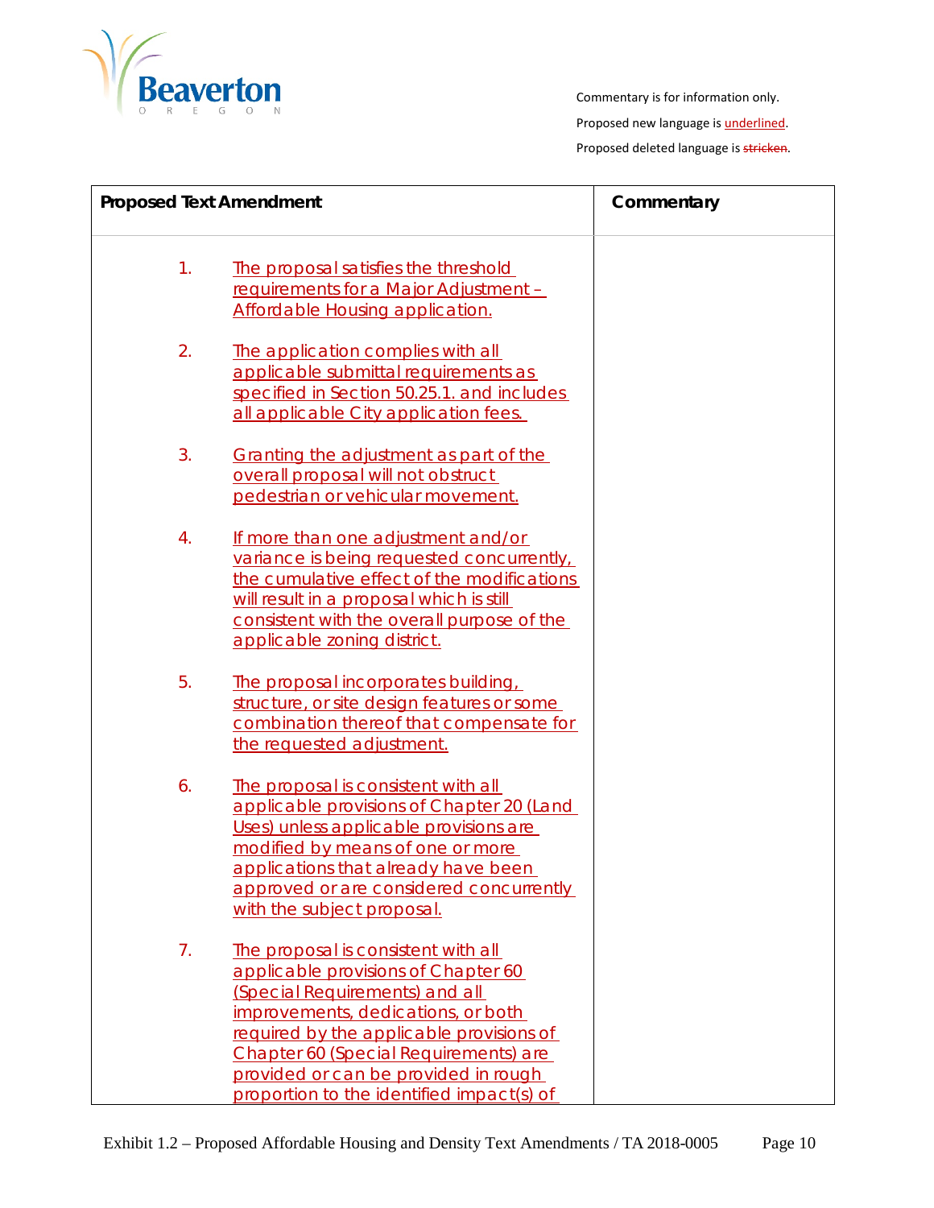Commentary is for information only.

Proposed new language is <u>underlined</u>.

Proposed deleted language is ~~stricken~~.

| Proposed Text Amendment | Commentary |
|---|---|
| 1. <u>The proposal satisfies the threshold requirements for a Major Adjustment – Affordable Housing application.</u><br><br>2. <u>The application complies with all applicable submittal requirements as specified in Section 50.25.1. and includes all applicable City application fees.</u><br><br>3. <u>Granting the adjustment as part of the overall proposal will not obstruct pedestrian or vehicular movement.</u><br><br>4. <u>If more than one adjustment and/or variance is being requested concurrently, the cumulative effect of the modifications will result in a proposal which is still consistent with the overall purpose of the applicable zoning district.</u><br><br>5. <u>The proposal incorporates building, structure, or site design features or some combination thereof that compensate for the requested adjustment.</u><br><br>6. <u>The proposal is consistent with all applicable provisions of Chapter 20 (Land Uses) unless applicable provisions are modified by means of one or more applications that already have been approved or are considered concurrently with the subject proposal.</u><br><br>7. <u>The proposal is consistent with all applicable provisions of Chapter 60 (Special Requirements) and all improvements, dedications, or both required by the applicable provisions of Chapter 60 (Special Requirements) are provided or can be provided in rough proportion to the identified impact(s) of</u> | |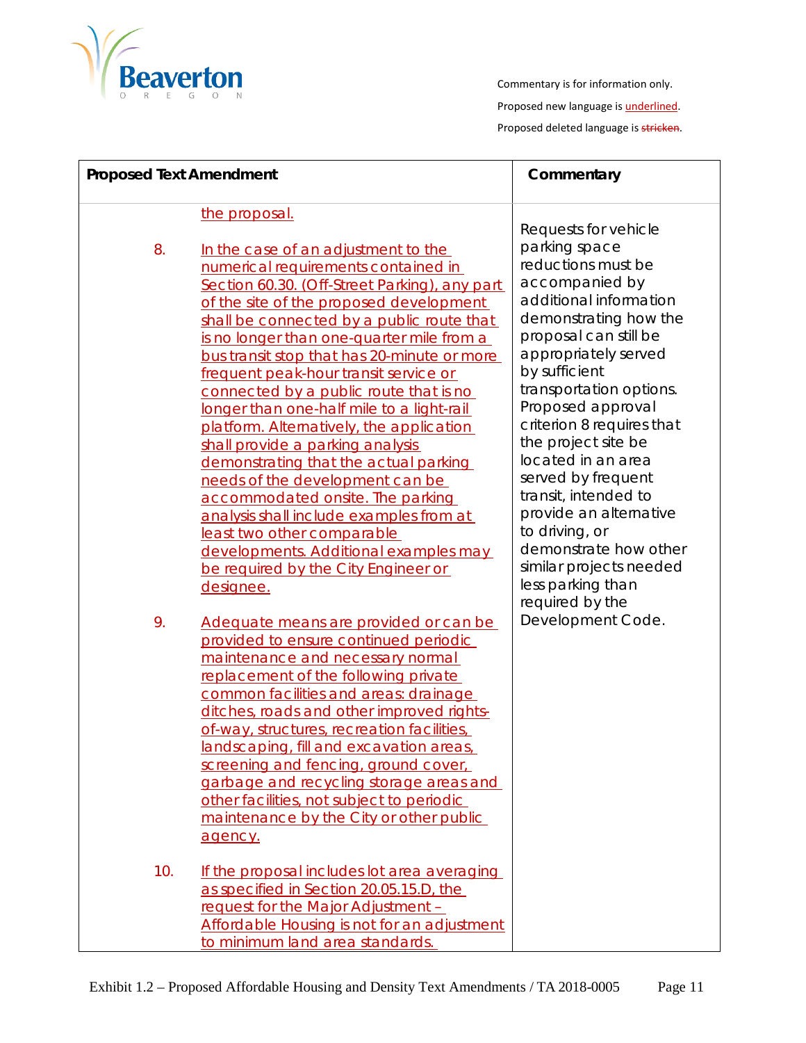Commentary is for information only.

Proposed new language is <u>underlined</u>.

Proposed deleted language is ~~stricken~~.

| Proposed Text Amendment | Commentary |
|---|---|
| <u>the proposal.</u><br><br>8. <u>In the case of an adjustment to the numerical requirements contained in Section 60.30. (Off-Street Parking), any part of the site of the proposed development shall be connected by a public route that is no longer than one-quarter mile from a bus transit stop that has 20-minute or more frequent peak-hour transit service or connected by a public route that is no longer than one-half mile to a light-rail platform. Alternatively, the application shall provide a parking analysis demonstrating that the actual parking needs of the development can be accommodated onsite. The parking analysis shall include examples from at least two other comparable developments. Additional examples may be required by the City Engineer or designee.</u><br><br>9. <u>Adequate means are provided or can be provided to ensure continued periodic maintenance and necessary normal replacement of the following private common facilities and areas: drainage ditches, roads and other improved rights-of-way, structures, recreation facilities, landscaping, fill and excavation areas, screening and fencing, ground cover, garbage and recycling storage areas and other facilities, not subject to periodic maintenance by the City or other public agency.</u><br><br>10. <u>If the proposal includes lot area averaging as specified in Section 20.05.15.D, the request for the Major Adjustment – Affordable Housing is not for an adjustment to minimum land area standards.</u> | Requests for vehicle parking space reductions must be accompanied by additional information demonstrating how the proposal can still be appropriately served by sufficient transportation options. Proposed approval criterion 8 requires that the project site be located in an area served by frequent transit, intended to provide an alternative to driving, or demonstrate how other similar projects needed less parking than required by the Development Code. |

Exhibit 1.2 – Proposed Affordable Housing and Density Text Amendments / TA 2018-0005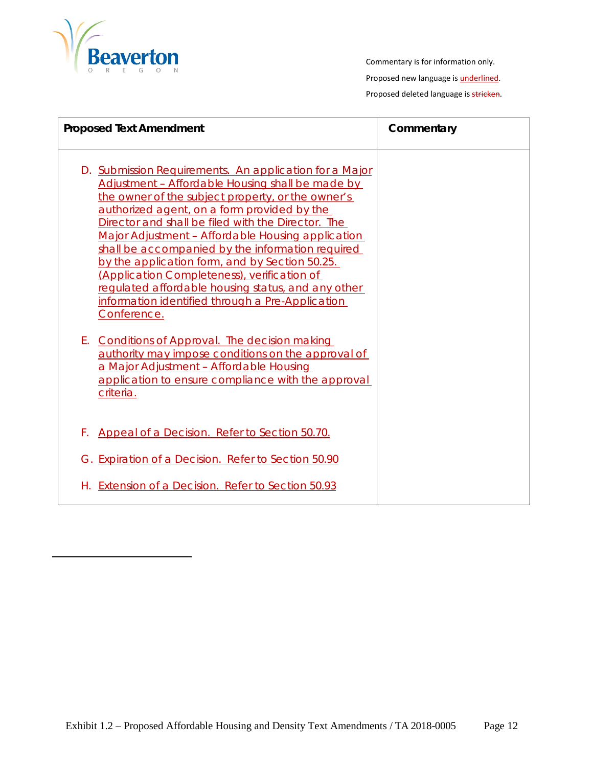Commentary is for information only.

Proposed new language is <u>underlined</u>.

Proposed deleted language is ~~stricken~~.

| Proposed Text Amendment | Commentary |
|---|---|
| D. <u>Submission Requirements. An application for a Major Adjustment – Affordable Housing shall be made by the owner of the subject property, or the owner's authorized agent, on a form provided by the Director and shall be filed with the Director. The Major Adjustment – Affordable Housing application shall be accompanied by the information required by the application form, and by Section 50.25. (Application Completeness), verification of regulated affordable housing status, and any other information identified through a Pre-Application Conference.</u><br><br>E. <u>Conditions of Approval. The decision making authority may impose conditions on the approval of a Major Adjustment – Affordable Housing application to ensure compliance with the approval criteria.</u><br><br>F. <u>Appeal of a Decision. Refer to Section 50.70.</u><br><br>G. <u>Expiration of a Decision. Refer to Section 50.90</u><br><br>H. <u>Extension of a Decision. Refer to Section 50.93</u> | |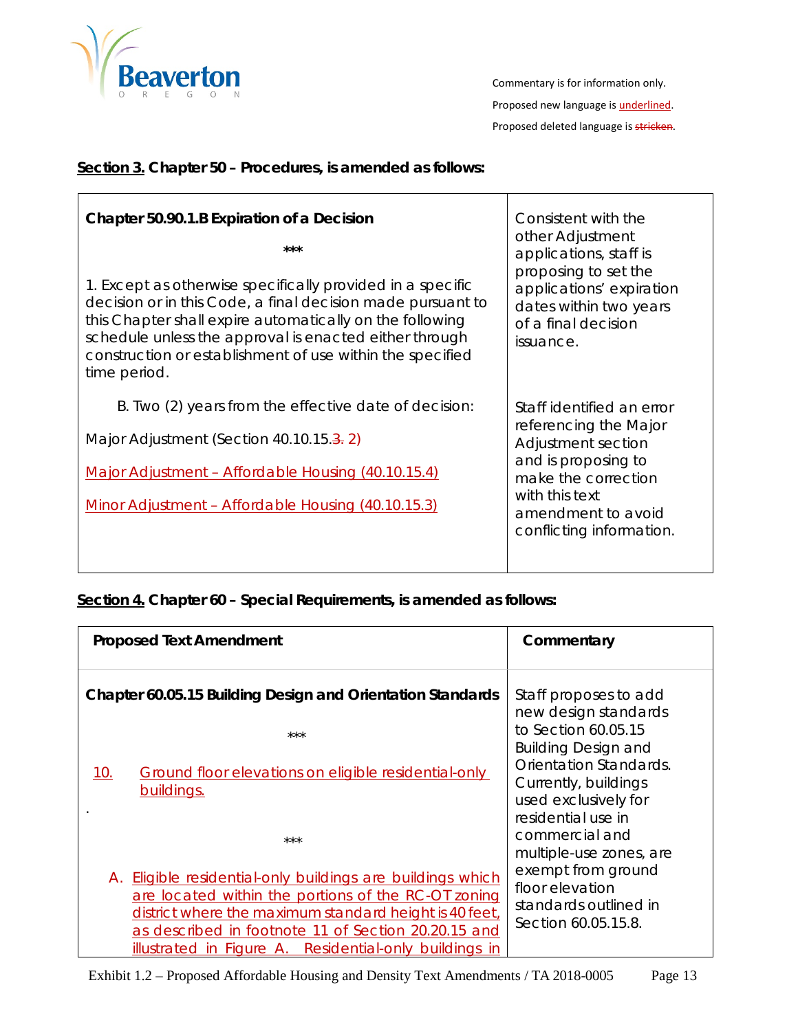Commentary is for information only.

Proposed new language is <u>underlined</u>.

Proposed deleted language is ~~stricken~~.

**<u>Section 3.</u> Chapter 50 – Procedures, is amended as follows:**

| | |
|---|---|
| **Chapter 50.90.1.B Expiration of a Decision**<br><br>\*\*\*<br><br>1. Except as otherwise specifically provided in a specific decision or in this Code, a final decision made pursuant to this Chapter shall expire automatically on the following schedule unless the approval is enacted either through construction or establishment of use within the specified time period. | Consistent with the other Adjustment applications, staff is proposing to set the applications' expiration dates within two years of a final decision issuance. |
| B. Two (2) years from the effective date of decision:<br><br>Major Adjustment (Section 40.10.15.~~3.~~ <u>2</u>)<br><br><u>Major Adjustment – Affordable Housing (40.10.15.4)</u><br><br><u>Minor Adjustment – Affordable Housing (40.10.15.3)</u> | Staff identified an error referencing the Major Adjustment section and is proposing to make the correction with this text amendment to avoid conflicting information. |

**<u>Section 4.</u> Chapter 60 – Special Requirements, is amended as follows:**

| Proposed Text Amendment | Commentary |
|---|---|
| **Chapter 60.05.15 Building Design and Orientation Standards**<br><br>\*\*\*<br><br><u>10. Ground floor elevations on eligible residential-only buildings.</u><br><br>.<br><br>\*\*\*<br><br>A. <u>Eligible residential-only buildings are buildings which are located within the portions of the RC-OT zoning district where the maximum standard height is 40 feet, as described in footnote 11 of Section 20.20.15 and illustrated in Figure A. Residential-only buildings in</u> | Staff proposes to add new design standards to Section 60.05.15 Building Design and Orientation Standards. Currently, buildings used exclusively for residential use in commercial and multiple-use zones, are exempt from ground floor elevation standards outlined in Section 60.05.15.8. |

Exhibit 1.2 – Proposed Affordable Housing and Density Text Amendments / TA 2018-0005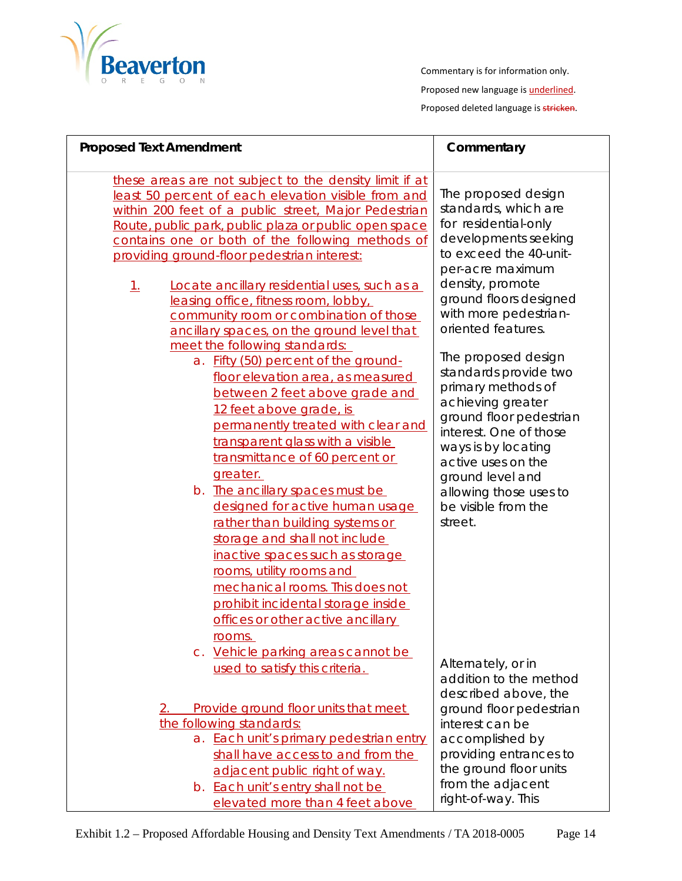Commentary is for information only.

Proposed new language is <u>underlined</u>.

Proposed deleted language is ~~stricken~~.

| Proposed Text Amendment | Commentary |
|---|---|
| <u>these areas are not subject to the density limit if at least 50 percent of each elevation visible from and within 200 feet of a public street, Major Pedestrian Route, public park, public plaza or public open space contains one or both of the following methods of providing ground-floor pedestrian interest:</u><br><br><u>1. Locate ancillary residential uses, such as a leasing office, fitness room, lobby, community room or combination of those ancillary spaces, on the ground level that meet the following standards:</u><br>&nbsp;&nbsp;&nbsp;&nbsp;<u>a. Fifty (50) percent of the ground-floor elevation area, as measured between 2 feet above grade and 12 feet above grade, is permanently treated with clear and transparent glass with a visible transmittance of 60 percent or greater.</u><br>&nbsp;&nbsp;&nbsp;&nbsp;<u>b. The ancillary spaces must be designed for active human usage rather than building systems or storage and shall not include inactive spaces such as storage rooms, utility rooms and mechanical rooms. This does not prohibit incidental storage inside offices or other active ancillary rooms.</u><br>&nbsp;&nbsp;&nbsp;&nbsp;<u>c. Vehicle parking areas cannot be used to satisfy this criteria.</u><br><br><u>2. Provide ground floor units that meet the following standards:</u><br>&nbsp;&nbsp;&nbsp;&nbsp;<u>a. Each unit's primary pedestrian entry shall have access to and from the adjacent public right of way.</u><br>&nbsp;&nbsp;&nbsp;&nbsp;<u>b. Each unit's entry shall not be elevated more than 4 feet above</u> | The proposed design standards, which are for residential-only developments seeking to exceed the 40-unit-per-acre maximum density, promote ground floors designed with more pedestrian-oriented features.<br><br>The proposed design standards provide two primary methods of achieving greater ground floor pedestrian interest. One of those ways is by locating active uses on the ground level and allowing those uses to be visible from the street.<br><br>Alternately, or in addition to the method described above, the ground floor pedestrian interest can be accomplished by providing entrances to the ground floor units from the adjacent right-of-way. This |

Exhibit 1.2 – Proposed Affordable Housing and Density Text Amendments / TA 2018-0005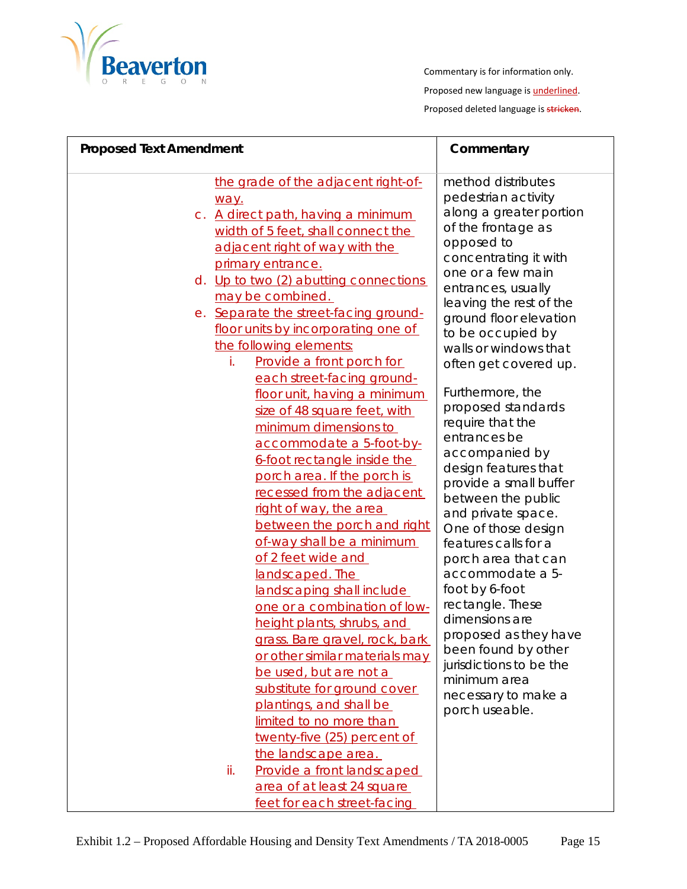Commentary is for information only.

Proposed new language is <u>underlined</u>.

Proposed deleted language is ~~stricken~~.

| Proposed Text Amendment | Commentary |
|---|---|
| <u>the grade of the adjacent right-of-way.</u><br>c. <u>A direct path, having a minimum width of 5 feet, shall connect the adjacent right of way with the primary entrance.</u><br>d. <u>Up to two (2) abutting connections may be combined.</u><br>e. <u>Separate the street-facing ground-floor units by incorporating one of the following elements:</u><br>i. <u>Provide a front porch for each street-facing ground-floor unit, having a minimum size of 48 square feet, with minimum dimensions to accommodate a 5-foot-by-6-foot rectangle inside the porch area. If the porch is recessed from the adjacent right of way, the area between the porch and right of-way shall be a minimum of 2 feet wide and landscaped. The landscaping shall include one or a combination of low-height plants, shrubs, and grass. Bare gravel, rock, bark or other similar materials may be used, but are not a substitute for ground cover plantings, and shall be limited to no more than twenty-five (25) percent of the landscape area.</u><br>ii. <u>Provide a front landscaped area of at least 24 square feet for each street-facing</u> | method distributes pedestrian activity along a greater portion of the frontage as opposed to concentrating it with one or a few main entrances, usually leaving the rest of the ground floor elevation to be occupied by walls or windows that often get covered up.<br><br>Furthermore, the proposed standards require that the entrances be accompanied by design features that provide a small buffer between the public and private space. One of those design features calls for a porch area that can accommodate a 5-foot by 6-foot rectangle. These dimensions are proposed as they have been found by other jurisdictions to be the minimum area necessary to make a porch useable. |

Exhibit 1.2 – Proposed Affordable Housing and Density Text Amendments / TA 2018-0005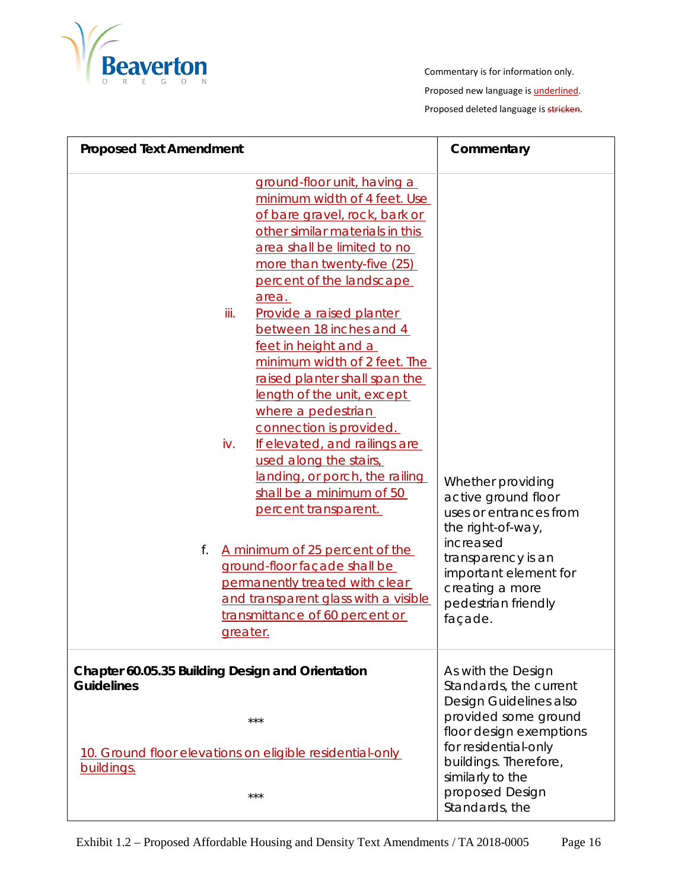Commentary is for information only.

Proposed new language is underlined.

Proposed deleted language is ~~stricken~~.

| Proposed Text Amendment | Commentary |
|---|---|
| <u>ground-floor unit, having a minimum width of 4 feet. Use of bare gravel, rock, bark or other similar materials in this area shall be limited to no more than twenty-five (25) percent of the landscape area.</u><br><br>iii. <u>Provide a raised planter between 18 inches and 4 feet in height and a minimum width of 2 feet. The raised planter shall span the length of the unit, except where a pedestrian connection is provided.</u><br><br>iv. <u>If elevated, and railings are used along the stairs, landing, or porch, the railing shall be a minimum of 50 percent transparent.</u><br><br>f. <u>A minimum of 25 percent of the ground-floor façade shall be permanently treated with clear and transparent glass with a visible transmittance of 60 percent or greater.</u> | Whether providing active ground floor uses or entrances from the right-of-way, increased transparency is an important element for creating a more pedestrian friendly façade. |
| **Chapter 60.05.35 Building Design and Orientation Guidelines**<br><br>\*\*\*<br><br><u>10. Ground floor elevations on eligible residential-only buildings.</u><br><br>\*\*\* | As with the Design Standards, the current Design Guidelines also provided some ground floor design exemptions for residential-only buildings. Therefore, similarly to the proposed Design Standards, the |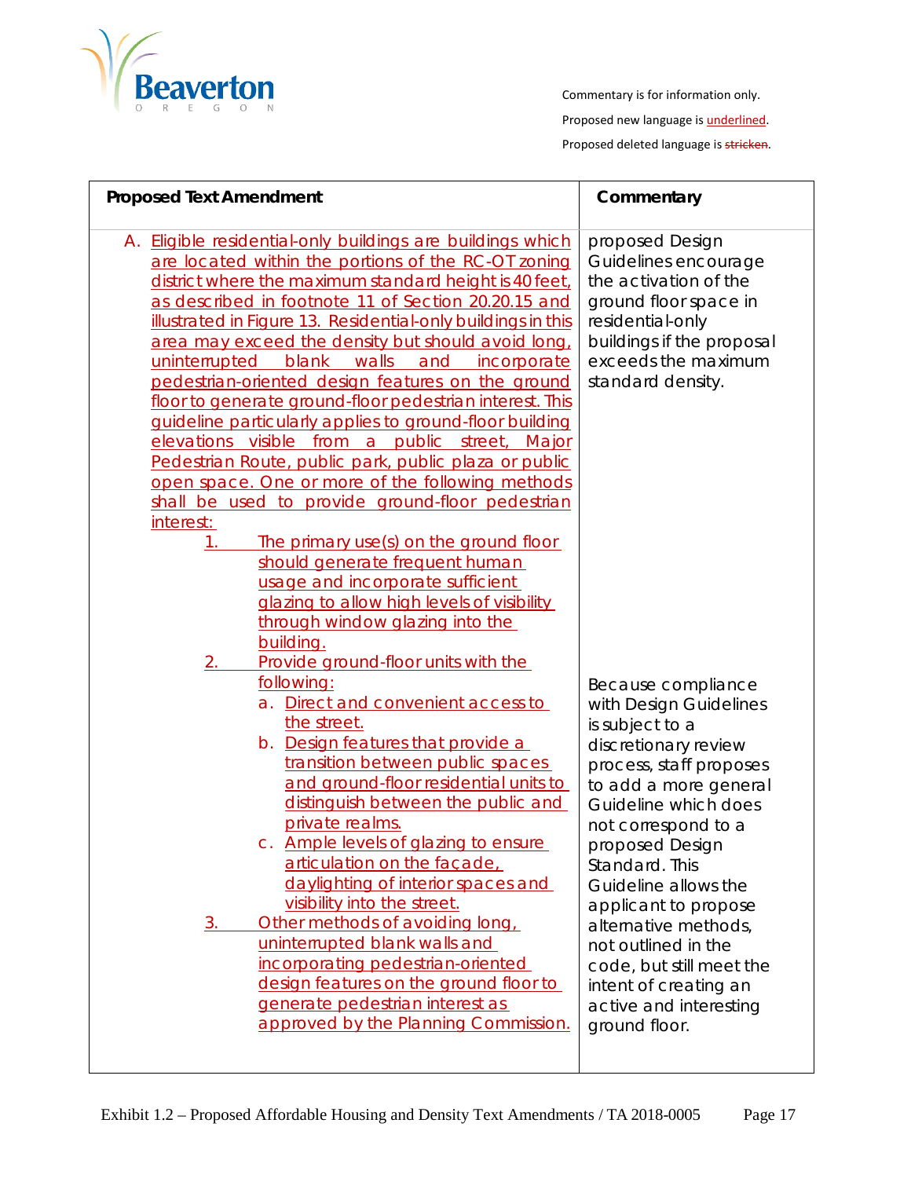Commentary is for information only.

Proposed new language is <u>underlined</u>.

Proposed deleted language is ~~stricken~~.

| Proposed Text Amendment | Commentary |
|---|---|
| A. <u>Eligible residential-only buildings are buildings which are located within the portions of the RC-OT zoning district where the maximum standard height is 40 feet, as described in footnote 11 of Section 20.20.15 and illustrated in Figure 13. Residential-only buildings in this area may exceed the density but should avoid long, uninterrupted blank walls and incorporate pedestrian-oriented design features on the ground floor to generate ground-floor pedestrian interest. This guideline particularly applies to ground-floor building elevations visible from a public street, Major Pedestrian Route, public park, public plaza or public open space. One or more of the following methods shall be used to provide ground-floor pedestrian interest:</u> | proposed Design Guidelines encourage the activation of the ground floor space in residential-only buildings if the proposal exceeds the maximum standard density. |
| 1. <u>The primary use(s) on the ground floor should generate frequent human usage and incorporate sufficient glazing to allow high levels of visibility through window glazing into the building.</u> | |
| 2. <u>Provide ground-floor units with the following:</u><br>a. <u>Direct and convenient access to the street.</u><br>b. <u>Design features that provide a transition between public spaces and ground-floor residential units to distinguish between the public and private realms.</u><br>c. <u>Ample levels of glazing to ensure articulation on the façade, daylighting of interior spaces and visibility into the street.</u> | Because compliance with Design Guidelines is subject to a discretionary review process, staff proposes to add a more general Guideline which does not correspond to a proposed Design Standard. This Guideline allows the applicant to propose alternative methods, not outlined in the code, but still meet the intent of creating an active and interesting ground floor. |
| 3. <u>Other methods of avoiding long, uninterrupted blank walls and incorporating pedestrian-oriented design features on the ground floor to generate pedestrian interest as approved by the Planning Commission.</u> | |

Exhibit 1.2 – Proposed Affordable Housing and Density Text Amendments / TA 2018-0005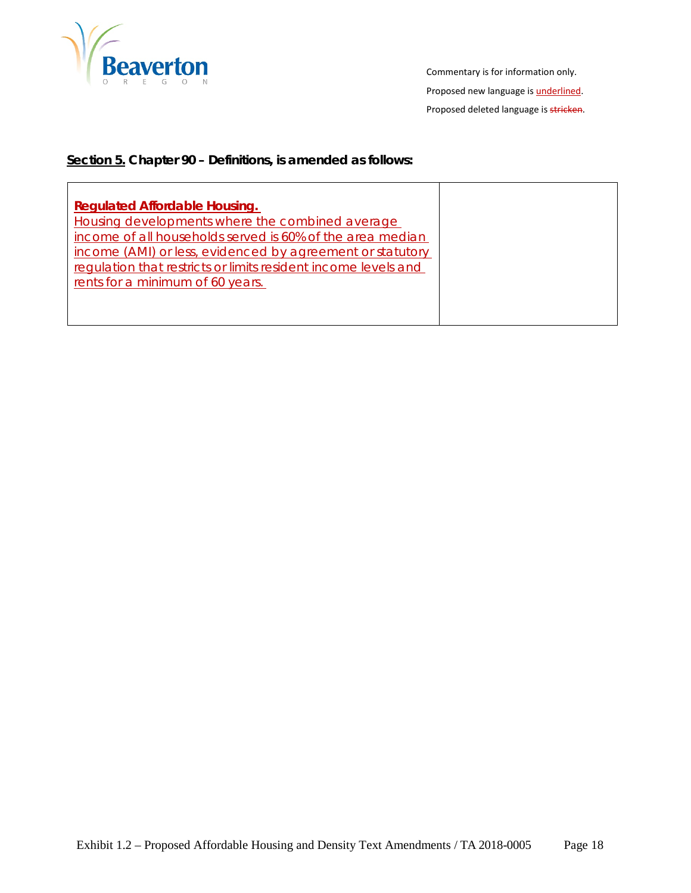Commentary is for information only.

Proposed new language is underlined.

Proposed deleted language is ~~stricken~~.

**Section 5. Chapter 90 – Definitions, is amended as follows:**

| | |
|---|---|
| **Regulated Affordable Housing.** Housing developments where the combined average income of all households served is 60% of the area median income (AMI) or less, evidenced by agreement or statutory regulation that restricts or limits resident income levels and rents for a minimum of 60 years. | |